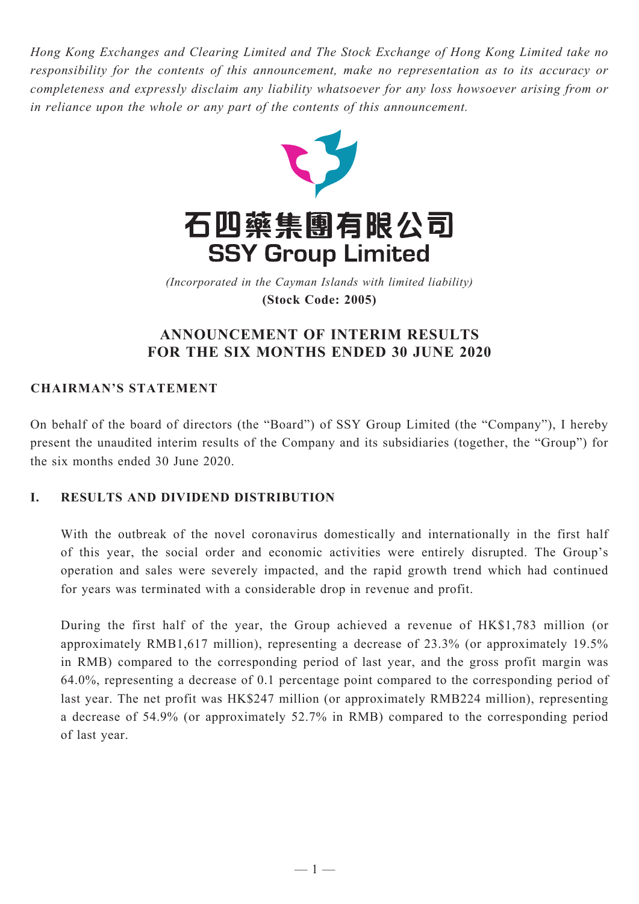*Hong Kong Exchanges and Clearing Limited and The Stock Exchange of Hong Kong Limited take no responsibility for the contents of this announcement, make no representation as to its accuracy or completeness and expressly disclaim any liability whatsoever for any loss howsoever arising from or in reliance upon the whole or any part of the contents of this announcement.*

# 石四藥集團有限公司
# SSY Group Limited

*(Incorporated in the Cayman Islands with limited liability)*
**(Stock Code: 2005)**

## ANNOUNCEMENT OF INTERIM RESULTS FOR THE SIX MONTHS ENDED 30 JUNE 2020

### CHAIRMAN'S STATEMENT

On behalf of the board of directors (the "Board") of SSY Group Limited (the "Company"), I hereby present the unaudited interim results of the Company and its subsidiaries (together, the "Group") for the six months ended 30 June 2020.

### I. RESULTS AND DIVIDEND DISTRIBUTION

With the outbreak of the novel coronavirus domestically and internationally in the first half of this year, the social order and economic activities were entirely disrupted. The Group's operation and sales were severely impacted, and the rapid growth trend which had continued for years was terminated with a considerable drop in revenue and profit.

During the first half of the year, the Group achieved a revenue of HK$1,783 million (or approximately RMB1,617 million), representing a decrease of 23.3% (or approximately 19.5% in RMB) compared to the corresponding period of last year, and the gross profit margin was 64.0%, representing a decrease of 0.1 percentage point compared to the corresponding period of last year. The net profit was HK$247 million (or approximately RMB224 million), representing a decrease of 54.9% (or approximately 52.7% in RMB) compared to the corresponding period of last year.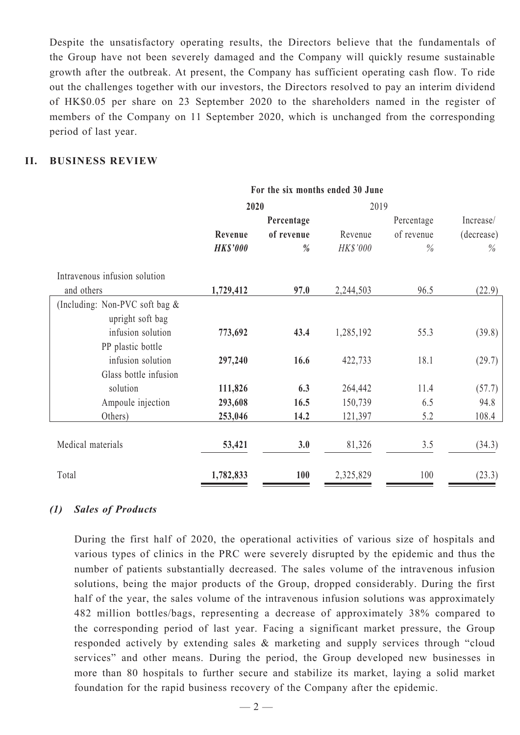Despite the unsatisfactory operating results, the Directors believe that the fundamentals of the Group have not been severely damaged and the Company will quickly resume sustainable growth after the outbreak. At present, the Company has sufficient operating cash flow. To ride out the challenges together with our investors, the Directors resolved to pay an interim dividend of HK$0.05 per share on 23 September 2020 to the shareholders named in the register of members of the Company on 11 September 2020, which is unchanged from the corresponding period of last year.

## II. BUSINESS REVIEW

| | For the six months ended 30 June | | | | |
|---|---|---|---|---|---|
| | **2020** | | 2019 | | |
| | **Revenue** | **Percentage of revenue** | Revenue | Percentage of revenue | Increase/ (decrease) |
| | ***HK$'000*** | ***%*** | *HK$'000* | *%* | *%* |
| Intravenous infusion solution and others | **1,729,412** | **97.0** | 2,244,503 | 96.5 | (22.9) |
| (Including: Non-PVC soft bag & upright soft bag infusion solution | **773,692** | **43.4** | 1,285,192 | 55.3 | (39.8) |
| PP plastic bottle infusion solution | **297,240** | **16.6** | 422,733 | 18.1 | (29.7) |
| Glass bottle infusion solution | **111,826** | **6.3** | 264,442 | 11.4 | (57.7) |
| Ampoule injection | **293,608** | **16.5** | 150,739 | 6.5 | 94.8 |
| Others) | **253,046** | **14.2** | 121,397 | 5.2 | 108.4 |
| Medical materials | **53,421** | **3.0** | 81,326 | 3.5 | (34.3) |
| Total | **1,782,833** | **100** | 2,325,829 | 100 | (23.3) |

### *(1) Sales of Products*

During the first half of 2020, the operational activities of various size of hospitals and various types of clinics in the PRC were severely disrupted by the epidemic and thus the number of patients substantially decreased. The sales volume of the intravenous infusion solutions, being the major products of the Group, dropped considerably. During the first half of the year, the sales volume of the intravenous infusion solutions was approximately 482 million bottles/bags, representing a decrease of approximately 38% compared to the corresponding period of last year. Facing a significant market pressure, the Group responded actively by extending sales & marketing and supply services through "cloud services" and other means. During the period, the Group developed new businesses in more than 80 hospitals to further secure and stabilize its market, laying a solid market foundation for the rapid business recovery of the Company after the epidemic.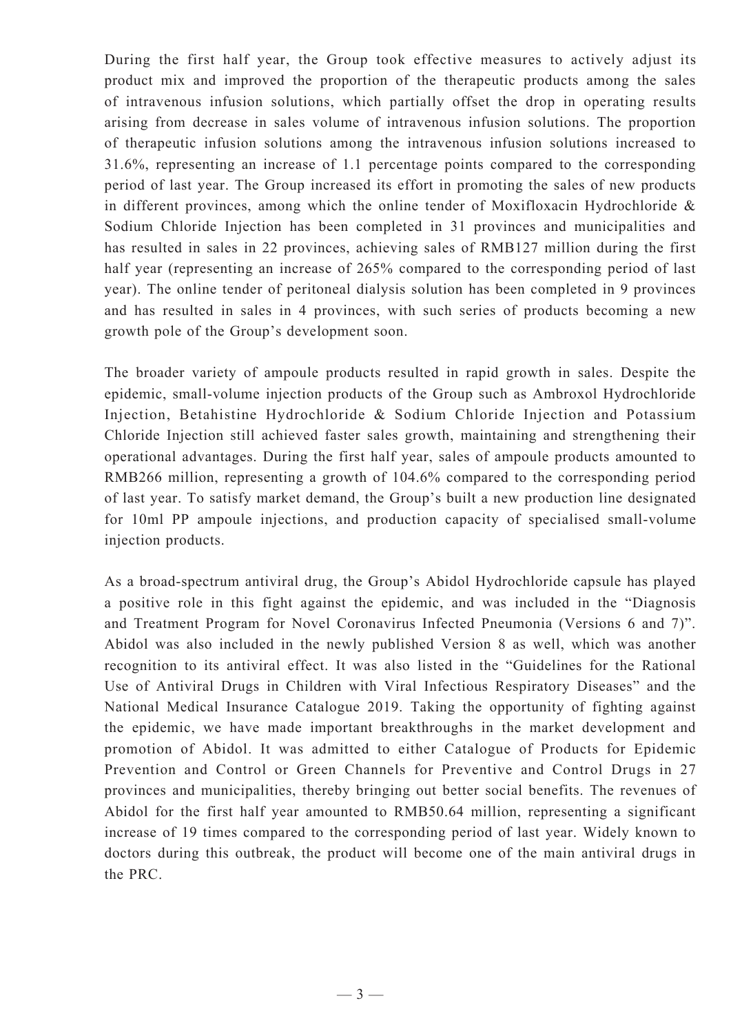During the first half year, the Group took effective measures to actively adjust its product mix and improved the proportion of the therapeutic products among the sales of intravenous infusion solutions, which partially offset the drop in operating results arising from decrease in sales volume of intravenous infusion solutions. The proportion of therapeutic infusion solutions among the intravenous infusion solutions increased to 31.6%, representing an increase of 1.1 percentage points compared to the corresponding period of last year. The Group increased its effort in promoting the sales of new products in different provinces, among which the online tender of Moxifloxacin Hydrochloride & Sodium Chloride Injection has been completed in 31 provinces and municipalities and has resulted in sales in 22 provinces, achieving sales of RMB127 million during the first half year (representing an increase of 265% compared to the corresponding period of last year). The online tender of peritoneal dialysis solution has been completed in 9 provinces and has resulted in sales in 4 provinces, with such series of products becoming a new growth pole of the Group's development soon.

The broader variety of ampoule products resulted in rapid growth in sales. Despite the epidemic, small-volume injection products of the Group such as Ambroxol Hydrochloride Injection, Betahistine Hydrochloride & Sodium Chloride Injection and Potassium Chloride Injection still achieved faster sales growth, maintaining and strengthening their operational advantages. During the first half year, sales of ampoule products amounted to RMB266 million, representing a growth of 104.6% compared to the corresponding period of last year. To satisfy market demand, the Group's built a new production line designated for 10ml PP ampoule injections, and production capacity of specialised small-volume injection products.

As a broad-spectrum antiviral drug, the Group's Abidol Hydrochloride capsule has played a positive role in this fight against the epidemic, and was included in the "Diagnosis and Treatment Program for Novel Coronavirus Infected Pneumonia (Versions 6 and 7)". Abidol was also included in the newly published Version 8 as well, which was another recognition to its antiviral effect. It was also listed in the "Guidelines for the Rational Use of Antiviral Drugs in Children with Viral Infectious Respiratory Diseases" and the National Medical Insurance Catalogue 2019. Taking the opportunity of fighting against the epidemic, we have made important breakthroughs in the market development and promotion of Abidol. It was admitted to either Catalogue of Products for Epidemic Prevention and Control or Green Channels for Preventive and Control Drugs in 27 provinces and municipalities, thereby bringing out better social benefits. The revenues of Abidol for the first half year amounted to RMB50.64 million, representing a significant increase of 19 times compared to the corresponding period of last year. Widely known to doctors during this outbreak, the product will become one of the main antiviral drugs in the PRC.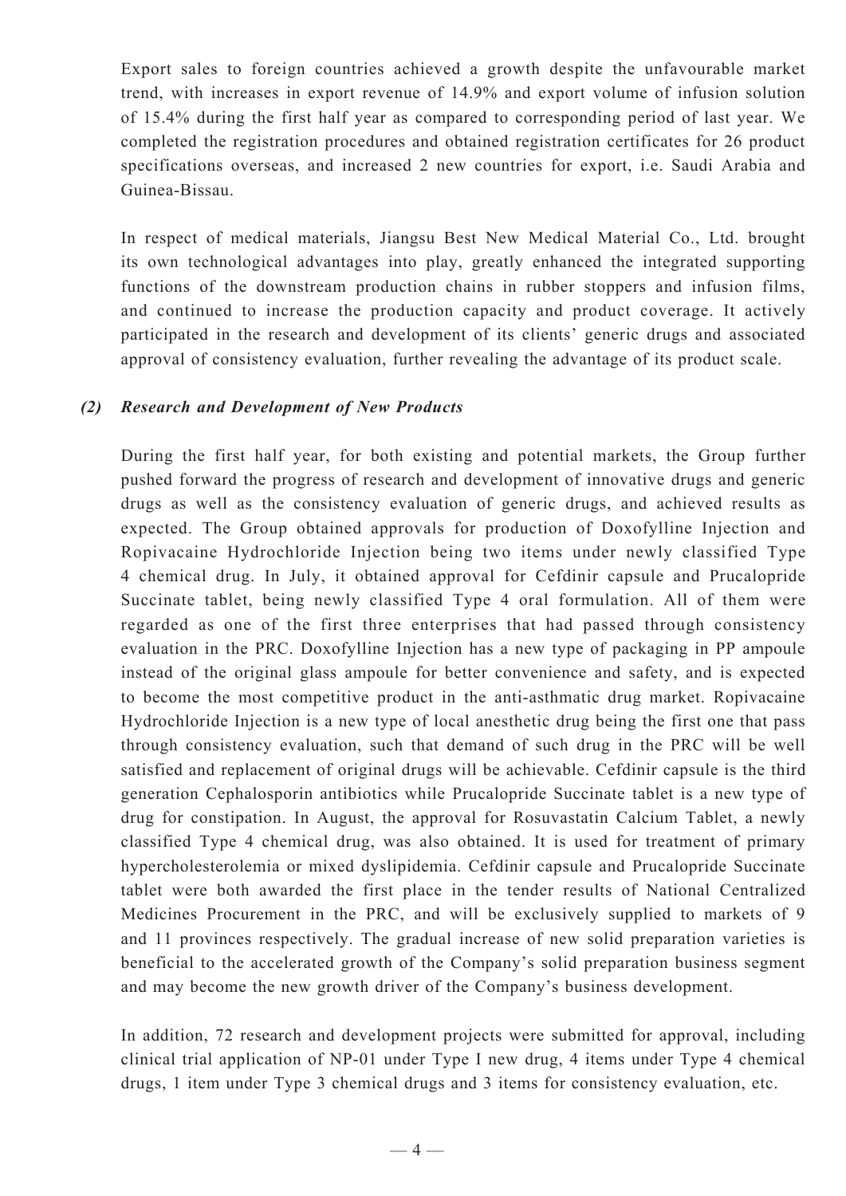Export sales to foreign countries achieved a growth despite the unfavourable market trend, with increases in export revenue of 14.9% and export volume of infusion solution of 15.4% during the first half year as compared to corresponding period of last year. We completed the registration procedures and obtained registration certificates for 26 product specifications overseas, and increased 2 new countries for export, i.e. Saudi Arabia and Guinea-Bissau.

In respect of medical materials, Jiangsu Best New Medical Material Co., Ltd. brought its own technological advantages into play, greatly enhanced the integrated supporting functions of the downstream production chains in rubber stoppers and infusion films, and continued to increase the production capacity and product coverage. It actively participated in the research and development of its clients' generic drugs and associated approval of consistency evaluation, further revealing the advantage of its product scale.

***(2) Research and Development of New Products***

During the first half year, for both existing and potential markets, the Group further pushed forward the progress of research and development of innovative drugs and generic drugs as well as the consistency evaluation of generic drugs, and achieved results as expected. The Group obtained approvals for production of Doxofylline Injection and Ropivacaine Hydrochloride Injection being two items under newly classified Type 4 chemical drug. In July, it obtained approval for Cefdinir capsule and Prucalopride Succinate tablet, being newly classified Type 4 oral formulation. All of them were regarded as one of the first three enterprises that had passed through consistency evaluation in the PRC. Doxofylline Injection has a new type of packaging in PP ampoule instead of the original glass ampoule for better convenience and safety, and is expected to become the most competitive product in the anti-asthmatic drug market. Ropivacaine Hydrochloride Injection is a new type of local anesthetic drug being the first one that pass through consistency evaluation, such that demand of such drug in the PRC will be well satisfied and replacement of original drugs will be achievable. Cefdinir capsule is the third generation Cephalosporin antibiotics while Prucalopride Succinate tablet is a new type of drug for constipation. In August, the approval for Rosuvastatin Calcium Tablet, a newly classified Type 4 chemical drug, was also obtained. It is used for treatment of primary hypercholesterolemia or mixed dyslipidemia. Cefdinir capsule and Prucalopride Succinate tablet were both awarded the first place in the tender results of National Centralized Medicines Procurement in the PRC, and will be exclusively supplied to markets of 9 and 11 provinces respectively. The gradual increase of new solid preparation varieties is beneficial to the accelerated growth of the Company's solid preparation business segment and may become the new growth driver of the Company's business development.

In addition, 72 research and development projects were submitted for approval, including clinical trial application of NP-01 under Type I new drug, 4 items under Type 4 chemical drugs, 1 item under Type 3 chemical drugs and 3 items for consistency evaluation, etc.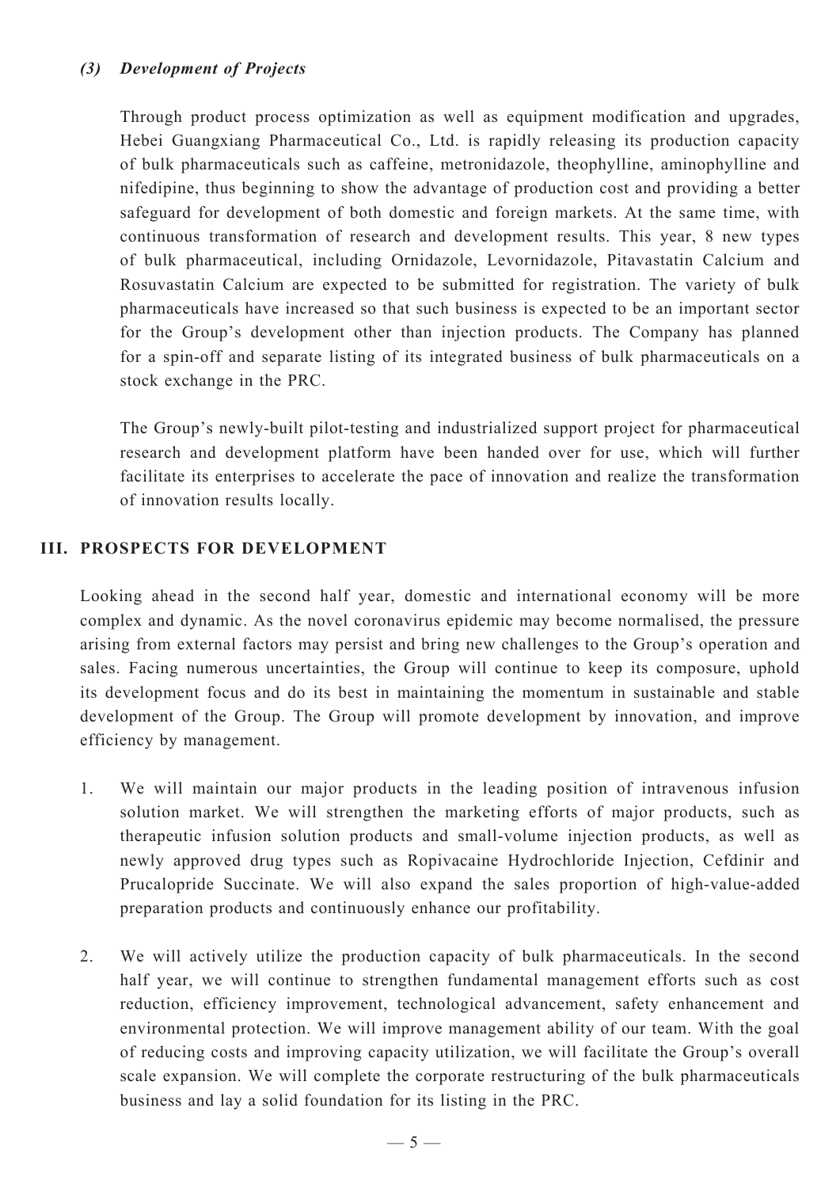### *(3) Development of Projects*

Through product process optimization as well as equipment modification and upgrades, Hebei Guangxiang Pharmaceutical Co., Ltd. is rapidly releasing its production capacity of bulk pharmaceuticals such as caffeine, metronidazole, theophylline, aminophylline and nifedipine, thus beginning to show the advantage of production cost and providing a better safeguard for development of both domestic and foreign markets. At the same time, with continuous transformation of research and development results. This year, 8 new types of bulk pharmaceutical, including Ornidazole, Levornidazole, Pitavastatin Calcium and Rosuvastatin Calcium are expected to be submitted for registration. The variety of bulk pharmaceuticals have increased so that such business is expected to be an important sector for the Group's development other than injection products. The Company has planned for a spin-off and separate listing of its integrated business of bulk pharmaceuticals on a stock exchange in the PRC.

The Group's newly-built pilot-testing and industrialized support project for pharmaceutical research and development platform have been handed over for use, which will further facilitate its enterprises to accelerate the pace of innovation and realize the transformation of innovation results locally.

## III. PROSPECTS FOR DEVELOPMENT

Looking ahead in the second half year, domestic and international economy will be more complex and dynamic. As the novel coronavirus epidemic may become normalised, the pressure arising from external factors may persist and bring new challenges to the Group's operation and sales. Facing numerous uncertainties, the Group will continue to keep its composure, uphold its development focus and do its best in maintaining the momentum in sustainable and stable development of the Group. The Group will promote development by innovation, and improve efficiency by management.

1. We will maintain our major products in the leading position of intravenous infusion solution market. We will strengthen the marketing efforts of major products, such as therapeutic infusion solution products and small-volume injection products, as well as newly approved drug types such as Ropivacaine Hydrochloride Injection, Cefdinir and Prucalopride Succinate. We will also expand the sales proportion of high-value-added preparation products and continuously enhance our profitability.

2. We will actively utilize the production capacity of bulk pharmaceuticals. In the second half year, we will continue to strengthen fundamental management efforts such as cost reduction, efficiency improvement, technological advancement, safety enhancement and environmental protection. We will improve management ability of our team. With the goal of reducing costs and improving capacity utilization, we will facilitate the Group's overall scale expansion. We will complete the corporate restructuring of the bulk pharmaceuticals business and lay a solid foundation for its listing in the PRC.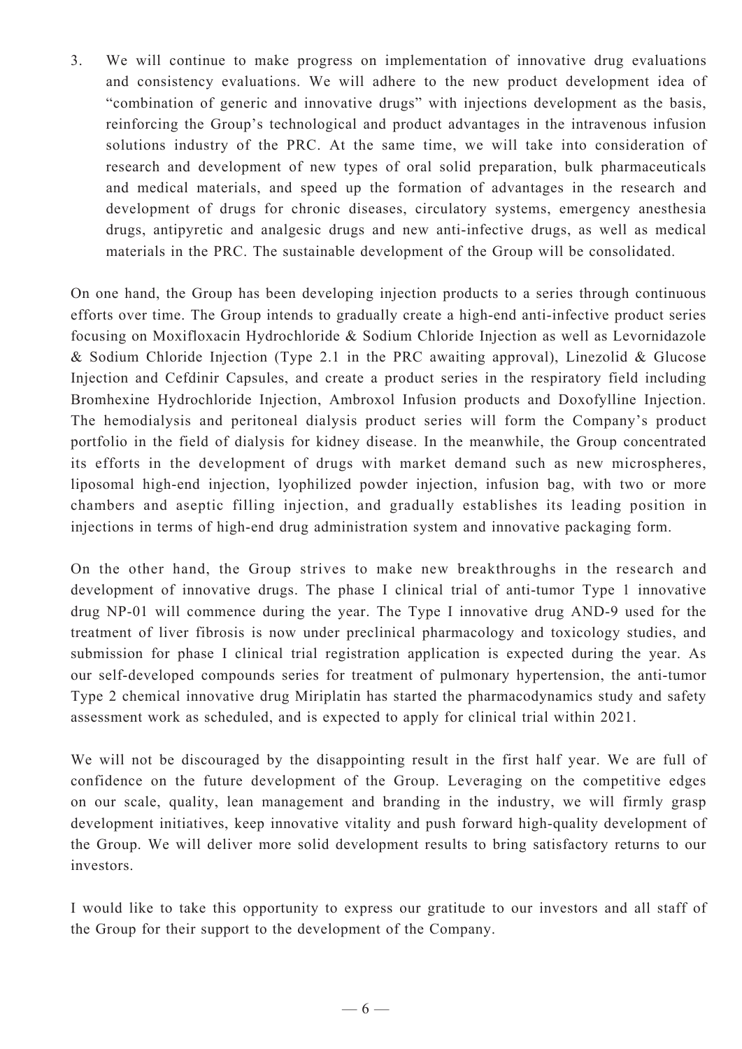3. We will continue to make progress on implementation of innovative drug evaluations and consistency evaluations. We will adhere to the new product development idea of "combination of generic and innovative drugs" with injections development as the basis, reinforcing the Group's technological and product advantages in the intravenous infusion solutions industry of the PRC. At the same time, we will take into consideration of research and development of new types of oral solid preparation, bulk pharmaceuticals and medical materials, and speed up the formation of advantages in the research and development of drugs for chronic diseases, circulatory systems, emergency anesthesia drugs, antipyretic and analgesic drugs and new anti-infective drugs, as well as medical materials in the PRC. The sustainable development of the Group will be consolidated.

On one hand, the Group has been developing injection products to a series through continuous efforts over time. The Group intends to gradually create a high-end anti-infective product series focusing on Moxifloxacin Hydrochloride & Sodium Chloride Injection as well as Levornidazole & Sodium Chloride Injection (Type 2.1 in the PRC awaiting approval), Linezolid & Glucose Injection and Cefdinir Capsules, and create a product series in the respiratory field including Bromhexine Hydrochloride Injection, Ambroxol Infusion products and Doxofylline Injection. The hemodialysis and peritoneal dialysis product series will form the Company's product portfolio in the field of dialysis for kidney disease. In the meanwhile, the Group concentrated its efforts in the development of drugs with market demand such as new microspheres, liposomal high-end injection, lyophilized powder injection, infusion bag, with two or more chambers and aseptic filling injection, and gradually establishes its leading position in injections in terms of high-end drug administration system and innovative packaging form.

On the other hand, the Group strives to make new breakthroughs in the research and development of innovative drugs. The phase I clinical trial of anti-tumor Type 1 innovative drug NP-01 will commence during the year. The Type I innovative drug AND-9 used for the treatment of liver fibrosis is now under preclinical pharmacology and toxicology studies, and submission for phase I clinical trial registration application is expected during the year. As our self-developed compounds series for treatment of pulmonary hypertension, the anti-tumor Type 2 chemical innovative drug Miriplatin has started the pharmacodynamics study and safety assessment work as scheduled, and is expected to apply for clinical trial within 2021.

We will not be discouraged by the disappointing result in the first half year. We are full of confidence on the future development of the Group. Leveraging on the competitive edges on our scale, quality, lean management and branding in the industry, we will firmly grasp development initiatives, keep innovative vitality and push forward high-quality development of the Group. We will deliver more solid development results to bring satisfactory returns to our investors.

I would like to take this opportunity to express our gratitude to our investors and all staff of the Group for their support to the development of the Company.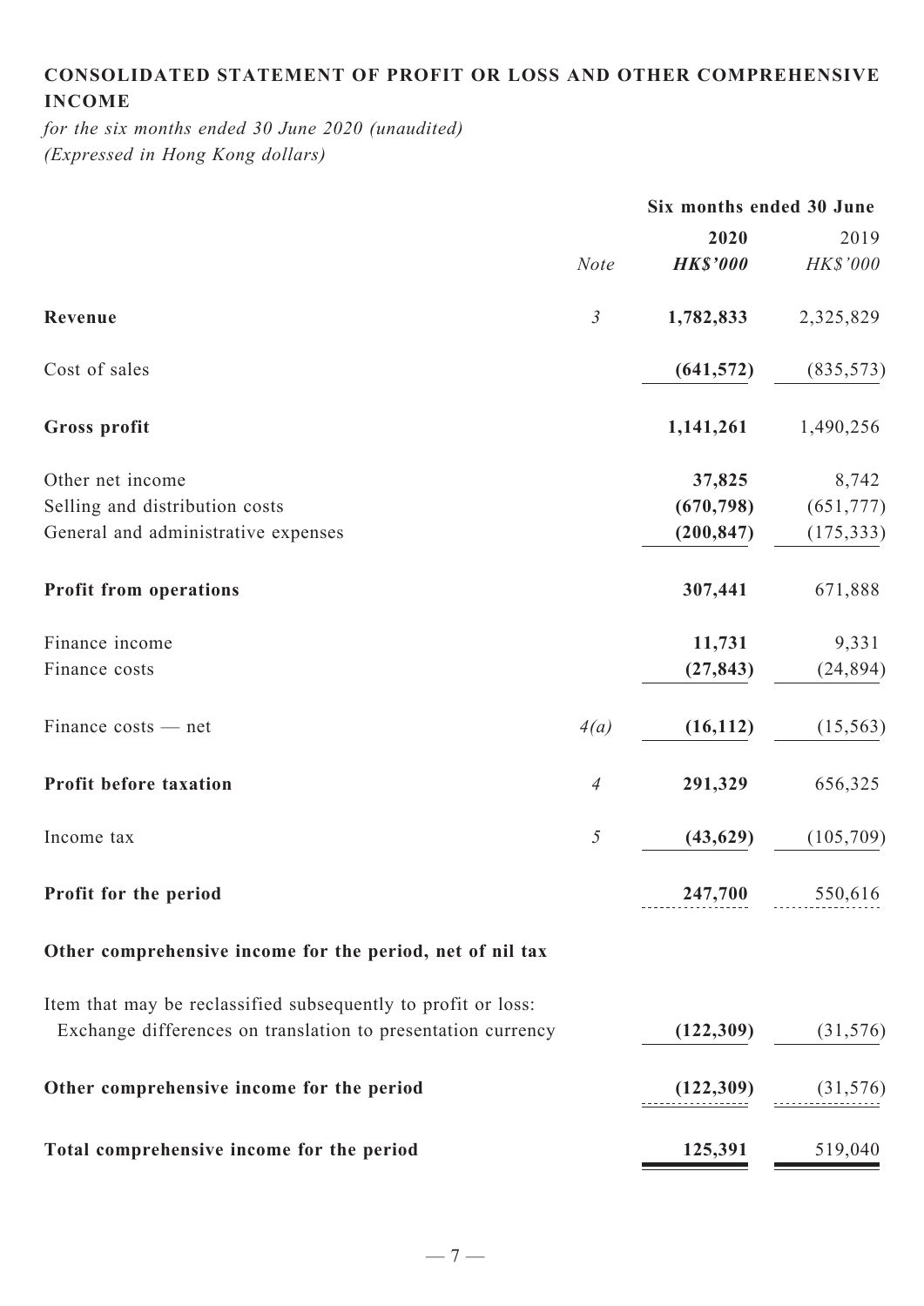## CONSOLIDATED STATEMENT OF PROFIT OR LOSS AND OTHER COMPREHENSIVE INCOME

*for the six months ended 30 June 2020 (unaudited)*
*(Expressed in Hong Kong dollars)*

| | | Six months ended 30 June | |
|---|---|---|---|
| | | **2020** | 2019 |
| | *Note* | ***HK$'000*** | *HK$'000* |
| **Revenue** | *3* | **1,782,833** | 2,325,829 |
| Cost of sales | | **(641,572)** | (835,573) |
| **Gross profit** | | **1,141,261** | 1,490,256 |
| Other net income | | **37,825** | 8,742 |
| Selling and distribution costs | | **(670,798)** | (651,777) |
| General and administrative expenses | | **(200,847)** | (175,333) |
| **Profit from operations** | | **307,441** | 671,888 |
| Finance income | | **11,731** | 9,331 |
| Finance costs | | **(27,843)** | (24,894) |
| Finance costs — net | *4(a)* | **(16,112)** | (15,563) |
| **Profit before taxation** | *4* | **291,329** | 656,325 |
| Income tax | *5* | **(43,629)** | (105,709) |
| **Profit for the period** | | **247,700** | 550,616 |
| **Other comprehensive income for the period, net of nil tax** | | | |
| Item that may be reclassified subsequently to profit or loss: | | | |
| Exchange differences on translation to presentation currency | | **(122,309)** | (31,576) |
| **Other comprehensive income for the period** | | **(122,309)** | (31,576) |
| **Total comprehensive income for the period** | | **125,391** | 519,040 |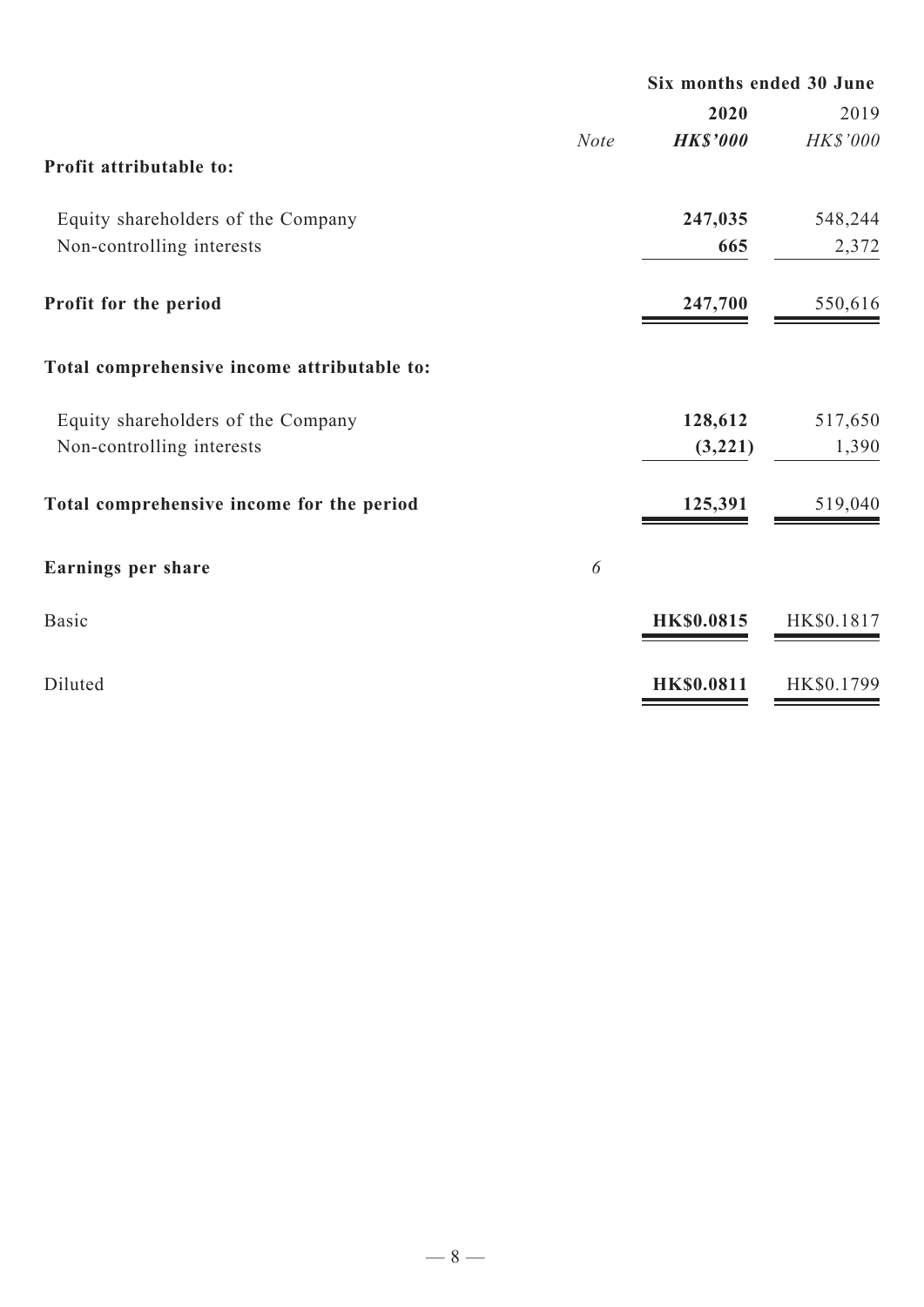| | | Six months ended 30 June | |
|---|---|---|---|
| | | **2020** | 2019 |
| | *Note* | ***HK$'000*** | *HK$'000* |
| **Profit attributable to:** | | | |
| Equity shareholders of the Company | | **247,035** | 548,244 |
| Non-controlling interests | | **665** | 2,372 |
| **Profit for the period** | | **247,700** | 550,616 |
| **Total comprehensive income attributable to:** | | | |
| Equity shareholders of the Company | | **128,612** | 517,650 |
| Non-controlling interests | | **(3,221)** | 1,390 |
| **Total comprehensive income for the period** | | **125,391** | 519,040 |
| **Earnings per share** | *6* | | |
| Basic | | **HK$0.0815** | HK$0.1817 |
| Diluted | | **HK$0.0811** | HK$0.1799 |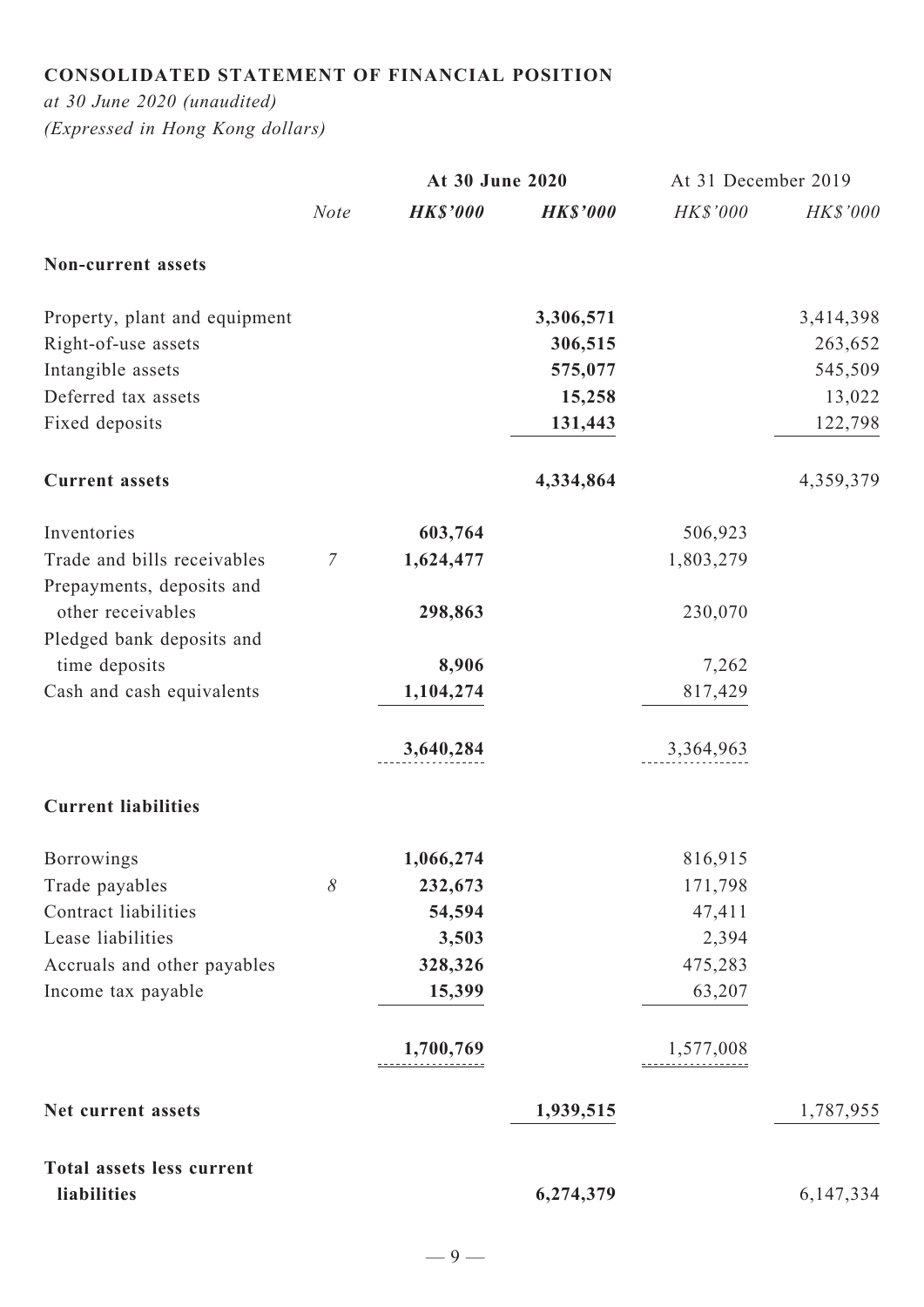# CONSOLIDATED STATEMENT OF FINANCIAL POSITION

*at 30 June 2020 (unaudited)*
*(Expressed in Hong Kong dollars)*

| | | At 30 June 2020 | | At 31 December 2019 | |
|---|---|---|---|---|---|
| | *Note* | ***HK$'000*** | ***HK$'000*** | *HK$'000* | *HK$'000* |
| **Non-current assets** | | | | | |
| Property, plant and equipment | | | **3,306,571** | | 3,414,398 |
| Right-of-use assets | | | **306,515** | | 263,652 |
| Intangible assets | | | **575,077** | | 545,509 |
| Deferred tax assets | | | **15,258** | | 13,022 |
| Fixed deposits | | | **131,443** | | 122,798 |
| **Current assets** | | | **4,334,864** | | 4,359,379 |
| Inventories | | **603,764** | | 506,923 | |
| Trade and bills receivables | *7* | **1,624,477** | | 1,803,279 | |
| Prepayments, deposits and other receivables | | **298,863** | | 230,070 | |
| Pledged bank deposits and time deposits | | **8,906** | | 7,262 | |
| Cash and cash equivalents | | **1,104,274** | | 817,429 | |
| | | **3,640,284** | | 3,364,963 | |
| **Current liabilities** | | | | | |
| Borrowings | | **1,066,274** | | 816,915 | |
| Trade payables | *8* | **232,673** | | 171,798 | |
| Contract liabilities | | **54,594** | | 47,411 | |
| Lease liabilities | | **3,503** | | 2,394 | |
| Accruals and other payables | | **328,326** | | 475,283 | |
| Income tax payable | | **15,399** | | 63,207 | |
| | | **1,700,769** | | 1,577,008 | |
| **Net current assets** | | | **1,939,515** | | 1,787,955 |
| **Total assets less current liabilities** | | | **6,274,379** | | 6,147,334 |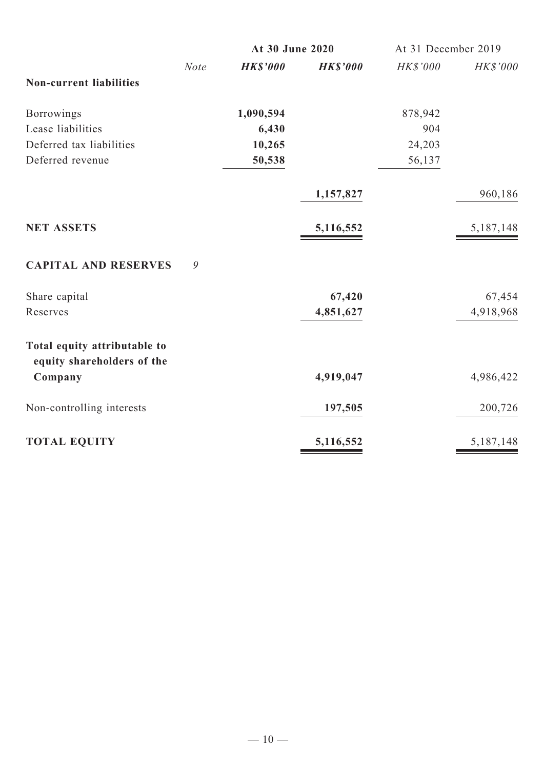| | Note | At 30 June 2020 | | At 31 December 2019 | |
|---|---|---|---|---|---|
| | | ***HK$'000*** | ***HK$'000*** | *HK$'000* | *HK$'000* |
| **Non-current liabilities** | | | | | |
| Borrowings | | **1,090,594** | | 878,942 | |
| Lease liabilities | | **6,430** | | 904 | |
| Deferred tax liabilities | | **10,265** | | 24,203 | |
| Deferred revenue | | **50,538** | | 56,137 | |
| | | | **1,157,827** | | 960,186 |
| **NET ASSETS** | | | **5,116,552** | | 5,187,148 |
| **CAPITAL AND RESERVES** | *9* | | | | |
| Share capital | | | **67,420** | | 67,454 |
| Reserves | | | **4,851,627** | | 4,918,968 |
| **Total equity attributable to equity shareholders of the Company** | | | **4,919,047** | | 4,986,422 |
| Non-controlling interests | | | **197,505** | | 200,726 |
| **TOTAL EQUITY** | | | **5,116,552** | | 5,187,148 |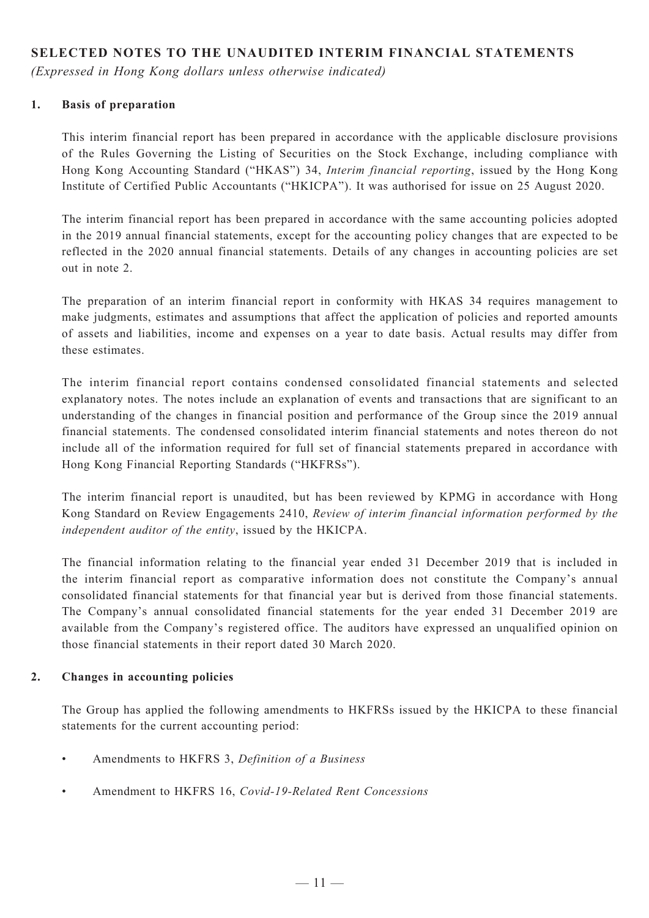## SELECTED NOTES TO THE UNAUDITED INTERIM FINANCIAL STATEMENTS

*(Expressed in Hong Kong dollars unless otherwise indicated)*

### 1. Basis of preparation

This interim financial report has been prepared in accordance with the applicable disclosure provisions of the Rules Governing the Listing of Securities on the Stock Exchange, including compliance with Hong Kong Accounting Standard ("HKAS") 34, *Interim financial reporting*, issued by the Hong Kong Institute of Certified Public Accountants ("HKICPA"). It was authorised for issue on 25 August 2020.

The interim financial report has been prepared in accordance with the same accounting policies adopted in the 2019 annual financial statements, except for the accounting policy changes that are expected to be reflected in the 2020 annual financial statements. Details of any changes in accounting policies are set out in note 2.

The preparation of an interim financial report in conformity with HKAS 34 requires management to make judgments, estimates and assumptions that affect the application of policies and reported amounts of assets and liabilities, income and expenses on a year to date basis. Actual results may differ from these estimates.

The interim financial report contains condensed consolidated financial statements and selected explanatory notes. The notes include an explanation of events and transactions that are significant to an understanding of the changes in financial position and performance of the Group since the 2019 annual financial statements. The condensed consolidated interim financial statements and notes thereon do not include all of the information required for full set of financial statements prepared in accordance with Hong Kong Financial Reporting Standards ("HKFRSs").

The interim financial report is unaudited, but has been reviewed by KPMG in accordance with Hong Kong Standard on Review Engagements 2410, *Review of interim financial information performed by the independent auditor of the entity*, issued by the HKICPA.

The financial information relating to the financial year ended 31 December 2019 that is included in the interim financial report as comparative information does not constitute the Company's annual consolidated financial statements for that financial year but is derived from those financial statements. The Company's annual consolidated financial statements for the year ended 31 December 2019 are available from the Company's registered office. The auditors have expressed an unqualified opinion on those financial statements in their report dated 30 March 2020.

### 2. Changes in accounting policies

The Group has applied the following amendments to HKFRSs issued by the HKICPA to these financial statements for the current accounting period:

- Amendments to HKFRS 3, *Definition of a Business*
- Amendment to HKFRS 16, *Covid-19-Related Rent Concessions*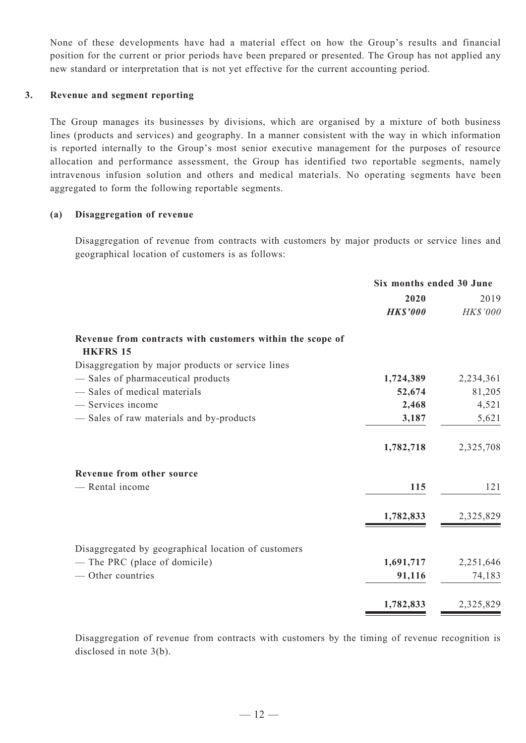None of these developments have had a material effect on how the Group's results and financial position for the current or prior periods have been prepared or presented. The Group has not applied any new standard or interpretation that is not yet effective for the current accounting period.

## 3. Revenue and segment reporting

The Group manages its businesses by divisions, which are organised by a mixture of both business lines (products and services) and geography. In a manner consistent with the way in which information is reported internally to the Group's most senior executive management for the purposes of resource allocation and performance assessment, the Group has identified two reportable segments, namely intravenous infusion solution and others and medical materials. No operating segments have been aggregated to form the following reportable segments.

### (a) Disaggregation of revenue

Disaggregation of revenue from contracts with customers by major products or service lines and geographical location of customers is as follows:

| | Six months ended 30 June | |
|---|---|---|
| | **2020** | 2019 |
| | ***HK$'000*** | *HK$'000* |
| **Revenue from contracts with customers within the scope of HKFRS 15** | | |
| Disaggregation by major products or service lines | | |
| — Sales of pharmaceutical products | **1,724,389** | 2,234,361 |
| — Sales of medical materials | **52,674** | 81,205 |
| — Services income | **2,468** | 4,521 |
| — Sales of raw materials and by-products | **3,187** | 5,621 |
| | **1,782,718** | 2,325,708 |
| **Revenue from other source** | | |
| — Rental income | **115** | 121 |
| | **1,782,833** | 2,325,829 |
| Disaggregated by geographical location of customers | | |
| — The PRC (place of domicile) | **1,691,717** | 2,251,646 |
| — Other countries | **91,116** | 74,183 |
| | **1,782,833** | 2,325,829 |

Disaggregation of revenue from contracts with customers by the timing of revenue recognition is disclosed in note 3(b).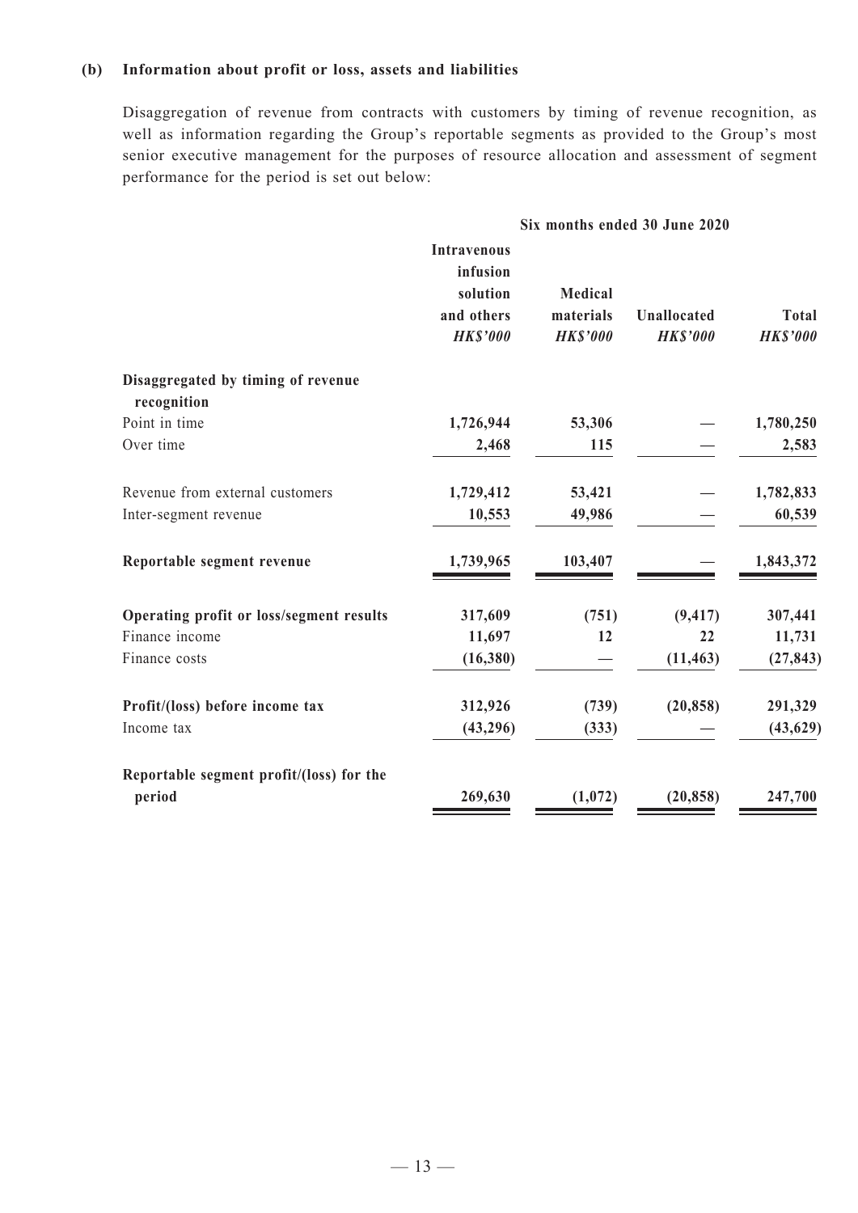**(b) Information about profit or loss, assets and liabilities**

Disaggregation of revenue from contracts with customers by timing of revenue recognition, as well as information regarding the Group's reportable segments as provided to the Group's most senior executive management for the purposes of resource allocation and assessment of segment performance for the period is set out below:

| | Six months ended 30 June 2020 | | | |
|---|---|---|---|---|
| | **Intravenous infusion solution and others** *HK$'000* | **Medical materials** *HK$'000* | **Unallocated** *HK$'000* | **Total** *HK$'000* |
| **Disaggregated by timing of revenue recognition** | | | | |
| Point in time | 1,726,944 | 53,306 | — | 1,780,250 |
| Over time | 2,468 | 115 | — | 2,583 |
| Revenue from external customers | 1,729,412 | 53,421 | — | 1,782,833 |
| Inter-segment revenue | 10,553 | 49,986 | — | 60,539 |
| **Reportable segment revenue** | 1,739,965 | 103,407 | — | 1,843,372 |
| **Operating profit or loss/segment results** | 317,609 | (751) | (9,417) | 307,441 |
| Finance income | 11,697 | 12 | 22 | 11,731 |
| Finance costs | (16,380) | — | (11,463) | (27,843) |
| **Profit/(loss) before income tax** | 312,926 | (739) | (20,858) | 291,329 |
| Income tax | (43,296) | (333) | — | (43,629) |
| **Reportable segment profit/(loss) for the period** | 269,630 | (1,072) | (20,858) | 247,700 |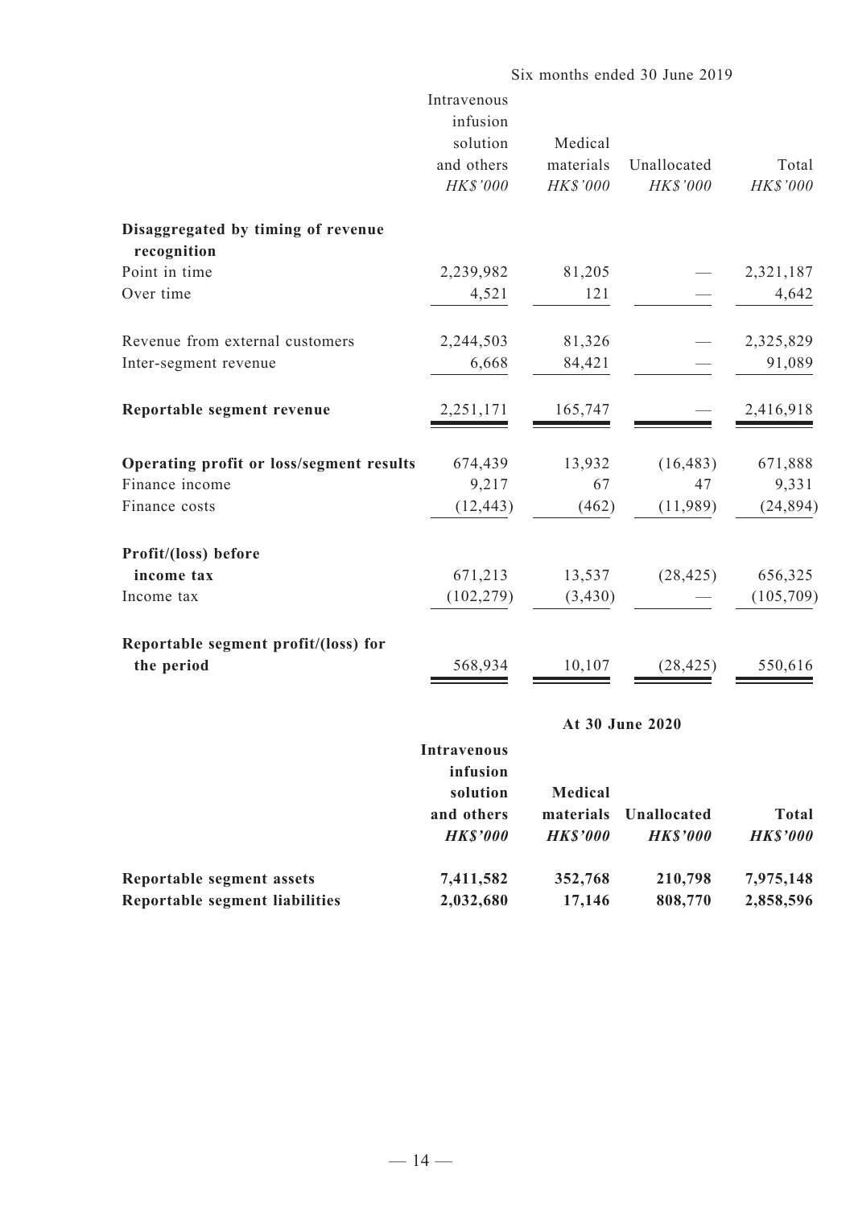| | Six months ended 30 June 2019 | | | |
|---|---|---|---|---|
| | Intravenous infusion solution and others *HK$'000* | Medical materials *HK$'000* | Unallocated *HK$'000* | Total *HK$'000* |
| **Disaggregated by timing of revenue recognition** | | | | |
| Point in time | 2,239,982 | 81,205 | — | 2,321,187 |
| Over time | 4,521 | 121 | — | 4,642 |
| Revenue from external customers | 2,244,503 | 81,326 | — | 2,325,829 |
| Inter-segment revenue | 6,668 | 84,421 | — | 91,089 |
| **Reportable segment revenue** | 2,251,171 | 165,747 | — | 2,416,918 |
| **Operating profit or loss/segment results** | 674,439 | 13,932 | (16,483) | 671,888 |
| Finance income | 9,217 | 67 | 47 | 9,331 |
| Finance costs | (12,443) | (462) | (11,989) | (24,894) |
| **Profit/(loss) before income tax** | 671,213 | 13,537 | (28,425) | 656,325 |
| Income tax | (102,279) | (3,430) | — | (105,709) |
| **Reportable segment profit/(loss) for the period** | 568,934 | 10,107 | (28,425) | 550,616 |

| | **At 30 June 2020** | | | |
|---|---|---|---|---|
| | **Intravenous infusion solution and others** ***HK$'000*** | **Medical materials** ***HK$'000*** | **Unallocated** ***HK$'000*** | **Total** ***HK$'000*** |
| **Reportable segment assets** | **7,411,582** | **352,768** | **210,798** | **7,975,148** |
| **Reportable segment liabilities** | **2,032,680** | **17,146** | **808,770** | **2,858,596** |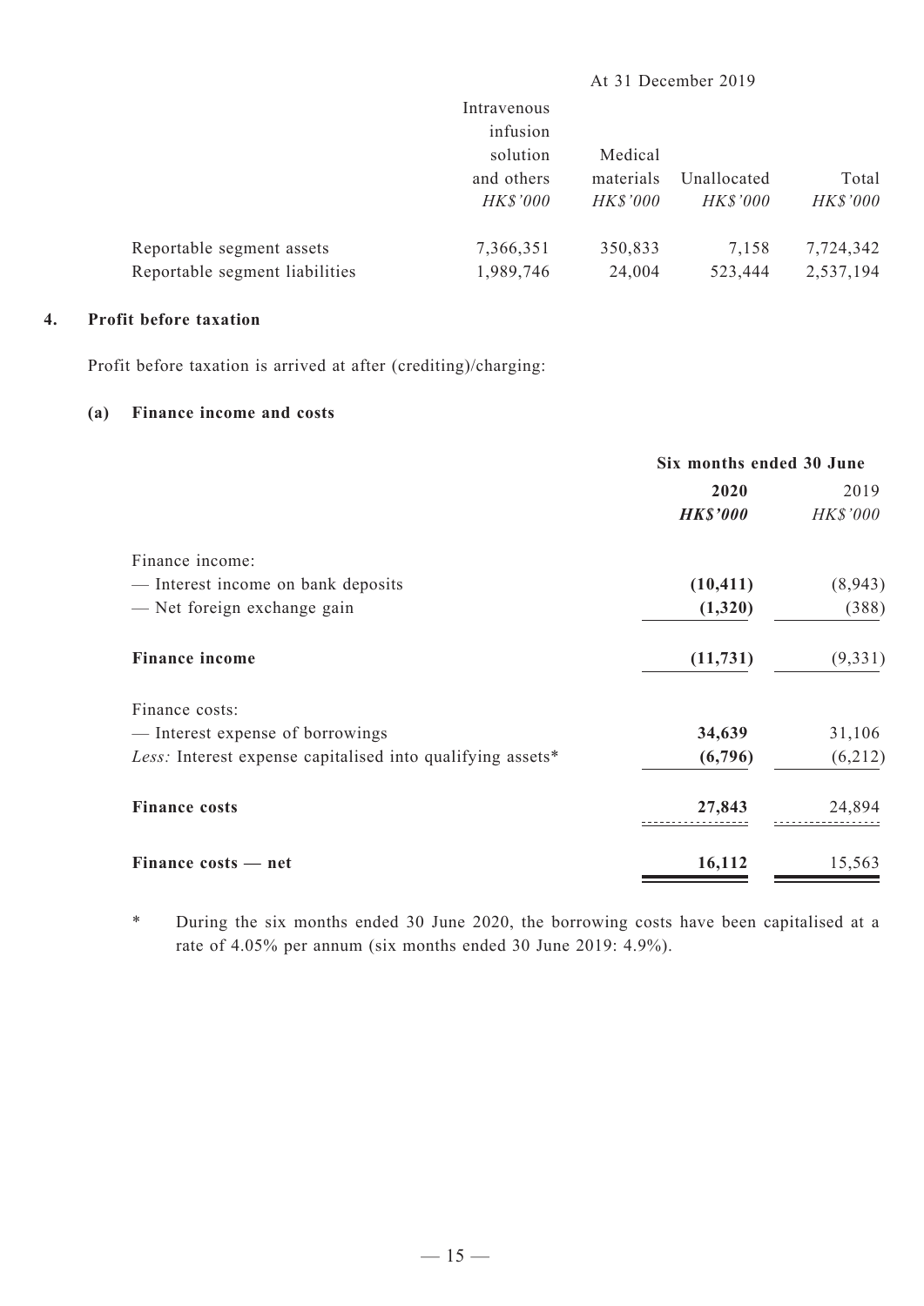| | At 31 December 2019 | | | |
|---|---|---|---|---|
| | Intravenous infusion solution and others | Medical materials | Unallocated | Total |
| | *HK$'000* | *HK$'000* | *HK$'000* | *HK$'000* |
| Reportable segment assets | 7,366,351 | 350,833 | 7,158 | 7,724,342 |
| Reportable segment liabilities | 1,989,746 | 24,004 | 523,444 | 2,537,194 |

## 4. Profit before taxation

Profit before taxation is arrived at after (crediting)/charging:

### (a) Finance income and costs

| | Six months ended 30 June | |
|---|---|---|
| | **2020** | 2019 |
| | ***HK$'000*** | *HK$'000* |
| Finance income: | | |
| — Interest income on bank deposits | **(10,411)** | (8,943) |
| — Net foreign exchange gain | **(1,320)** | (388) |
| **Finance income** | **(11,731)** | (9,331) |
| Finance costs: | | |
| — Interest expense of borrowings | **34,639** | 31,106 |
| *Less:* Interest expense capitalised into qualifying assets* | **(6,796)** | (6,212) |
| **Finance costs** | **27,843** | 24,894 |
| **Finance costs — net** | **16,112** | 15,563 |

\* During the six months ended 30 June 2020, the borrowing costs have been capitalised at a rate of 4.05% per annum (six months ended 30 June 2019: 4.9%).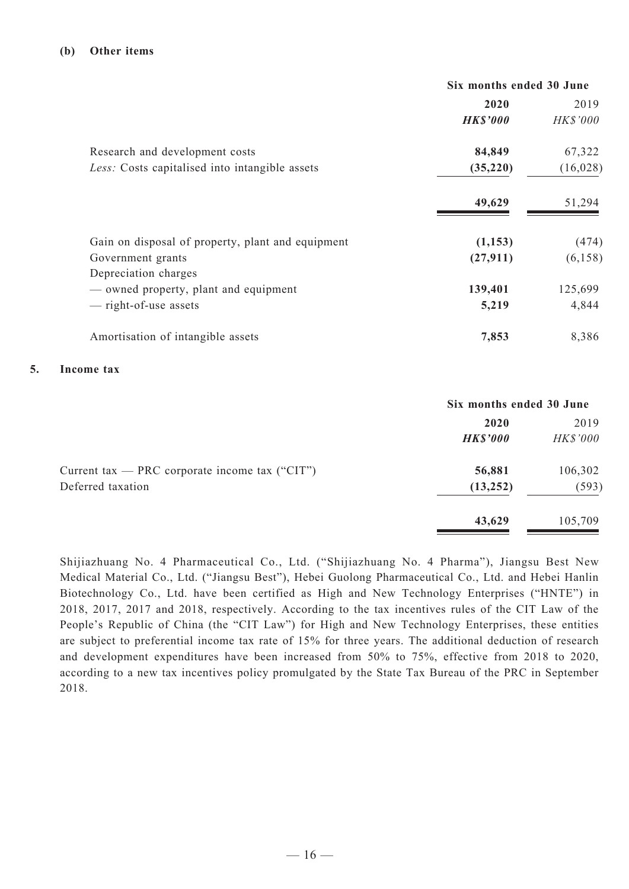**(b) Other items**

| | Six months ended 30 June | |
|---|---|---|
| | **2020** | 2019 |
| | ***HK$'000*** | *HK$'000* |
| Research and development costs | **84,849** | 67,322 |
| *Less:* Costs capitalised into intangible assets | **(35,220)** | (16,028) |
| | **49,629** | 51,294 |
| Gain on disposal of property, plant and equipment | **(1,153)** | (474) |
| Government grants | **(27,911)** | (6,158) |
| Depreciation charges | | |
| — owned property, plant and equipment | **139,401** | 125,699 |
| — right-of-use assets | **5,219** | 4,844 |
| Amortisation of intangible assets | **7,853** | 8,386 |

**5. Income tax**

| | Six months ended 30 June | |
|---|---|---|
| | **2020** | 2019 |
| | ***HK$'000*** | *HK$'000* |
| Current tax — PRC corporate income tax ("CIT") | **56,881** | 106,302 |
| Deferred taxation | **(13,252)** | (593) |
| | **43,629** | 105,709 |

Shijiazhuang No. 4 Pharmaceutical Co., Ltd. ("Shijiazhuang No. 4 Pharma"), Jiangsu Best New Medical Material Co., Ltd. ("Jiangsu Best"), Hebei Guolong Pharmaceutical Co., Ltd. and Hebei Hanlin Biotechnology Co., Ltd. have been certified as High and New Technology Enterprises ("HNTE") in 2018, 2017, 2017 and 2018, respectively. According to the tax incentives rules of the CIT Law of the People's Republic of China (the "CIT Law") for High and New Technology Enterprises, these entities are subject to preferential income tax rate of 15% for three years. The additional deduction of research and development expenditures have been increased from 50% to 75%, effective from 2018 to 2020, according to a new tax incentives policy promulgated by the State Tax Bureau of the PRC in September 2018.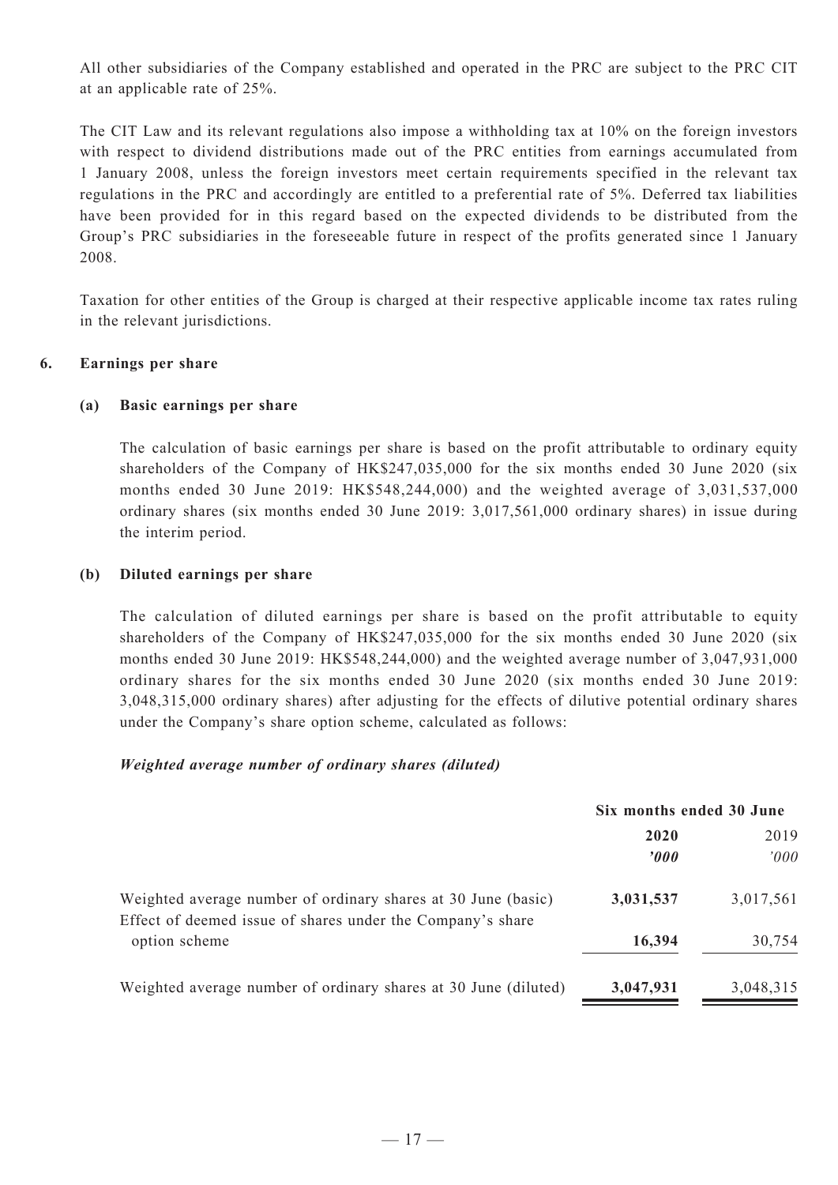All other subsidiaries of the Company established and operated in the PRC are subject to the PRC CIT at an applicable rate of 25%.

The CIT Law and its relevant regulations also impose a withholding tax at 10% on the foreign investors with respect to dividend distributions made out of the PRC entities from earnings accumulated from 1 January 2008, unless the foreign investors meet certain requirements specified in the relevant tax regulations in the PRC and accordingly are entitled to a preferential rate of 5%. Deferred tax liabilities have been provided for in this regard based on the expected dividends to be distributed from the Group's PRC subsidiaries in the foreseeable future in respect of the profits generated since 1 January 2008.

Taxation for other entities of the Group is charged at their respective applicable income tax rates ruling in the relevant jurisdictions.

## 6. Earnings per share

### (a) Basic earnings per share

The calculation of basic earnings per share is based on the profit attributable to ordinary equity shareholders of the Company of HK$247,035,000 for the six months ended 30 June 2020 (six months ended 30 June 2019: HK$548,244,000) and the weighted average of 3,031,537,000 ordinary shares (six months ended 30 June 2019: 3,017,561,000 ordinary shares) in issue during the interim period.

### (b) Diluted earnings per share

The calculation of diluted earnings per share is based on the profit attributable to equity shareholders of the Company of HK$247,035,000 for the six months ended 30 June 2020 (six months ended 30 June 2019: HK$548,244,000) and the weighted average number of 3,047,931,000 ordinary shares for the six months ended 30 June 2020 (six months ended 30 June 2019: 3,048,315,000 ordinary shares) after adjusting for the effects of dilutive potential ordinary shares under the Company's share option scheme, calculated as follows:

***Weighted average number of ordinary shares (diluted)***

| | Six months ended 30 June | |
|---|---|---|
| | **2020** | 2019 |
| | ***'000*** | *'000* |
| Weighted average number of ordinary shares at 30 June (basic) | **3,031,537** | 3,017,561 |
| Effect of deemed issue of shares under the Company's share option scheme | **16,394** | 30,754 |
| Weighted average number of ordinary shares at 30 June (diluted) | **3,047,931** | 3,048,315 |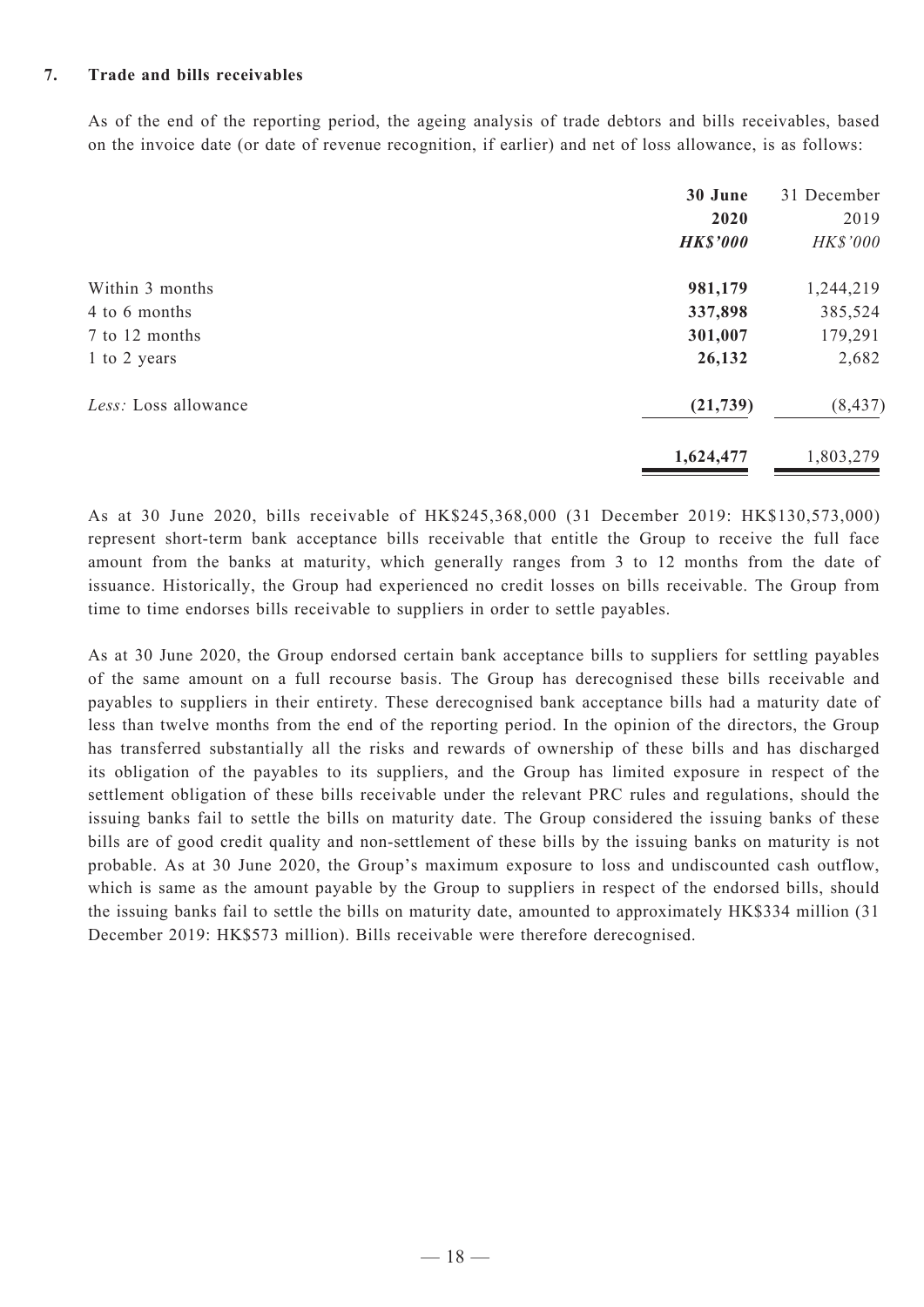### 7. Trade and bills receivables

As of the end of the reporting period, the ageing analysis of trade debtors and bills receivables, based on the invoice date (or date of revenue recognition, if earlier) and net of loss allowance, is as follows:

| | **30 June 2020** | 31 December 2019 |
|---|---|---|
| | ***HK$'000*** | *HK$'000* |
| Within 3 months | **981,179** | 1,244,219 |
| 4 to 6 months | **337,898** | 385,524 |
| 7 to 12 months | **301,007** | 179,291 |
| 1 to 2 years | **26,132** | 2,682 |
| *Less:* Loss allowance | **(21,739)** | (8,437) |
| | **1,624,477** | 1,803,279 |

As at 30 June 2020, bills receivable of HK$245,368,000 (31 December 2019: HK$130,573,000) represent short-term bank acceptance bills receivable that entitle the Group to receive the full face amount from the banks at maturity, which generally ranges from 3 to 12 months from the date of issuance. Historically, the Group had experienced no credit losses on bills receivable. The Group from time to time endorses bills receivable to suppliers in order to settle payables.

As at 30 June 2020, the Group endorsed certain bank acceptance bills to suppliers for settling payables of the same amount on a full recourse basis. The Group has derecognised these bills receivable and payables to suppliers in their entirety. These derecognised bank acceptance bills had a maturity date of less than twelve months from the end of the reporting period. In the opinion of the directors, the Group has transferred substantially all the risks and rewards of ownership of these bills and has discharged its obligation of the payables to its suppliers, and the Group has limited exposure in respect of the settlement obligation of these bills receivable under the relevant PRC rules and regulations, should the issuing banks fail to settle the bills on maturity date. The Group considered the issuing banks of these bills are of good credit quality and non-settlement of these bills by the issuing banks on maturity is not probable. As at 30 June 2020, the Group's maximum exposure to loss and undiscounted cash outflow, which is same as the amount payable by the Group to suppliers in respect of the endorsed bills, should the issuing banks fail to settle the bills on maturity date, amounted to approximately HK$334 million (31 December 2019: HK$573 million). Bills receivable were therefore derecognised.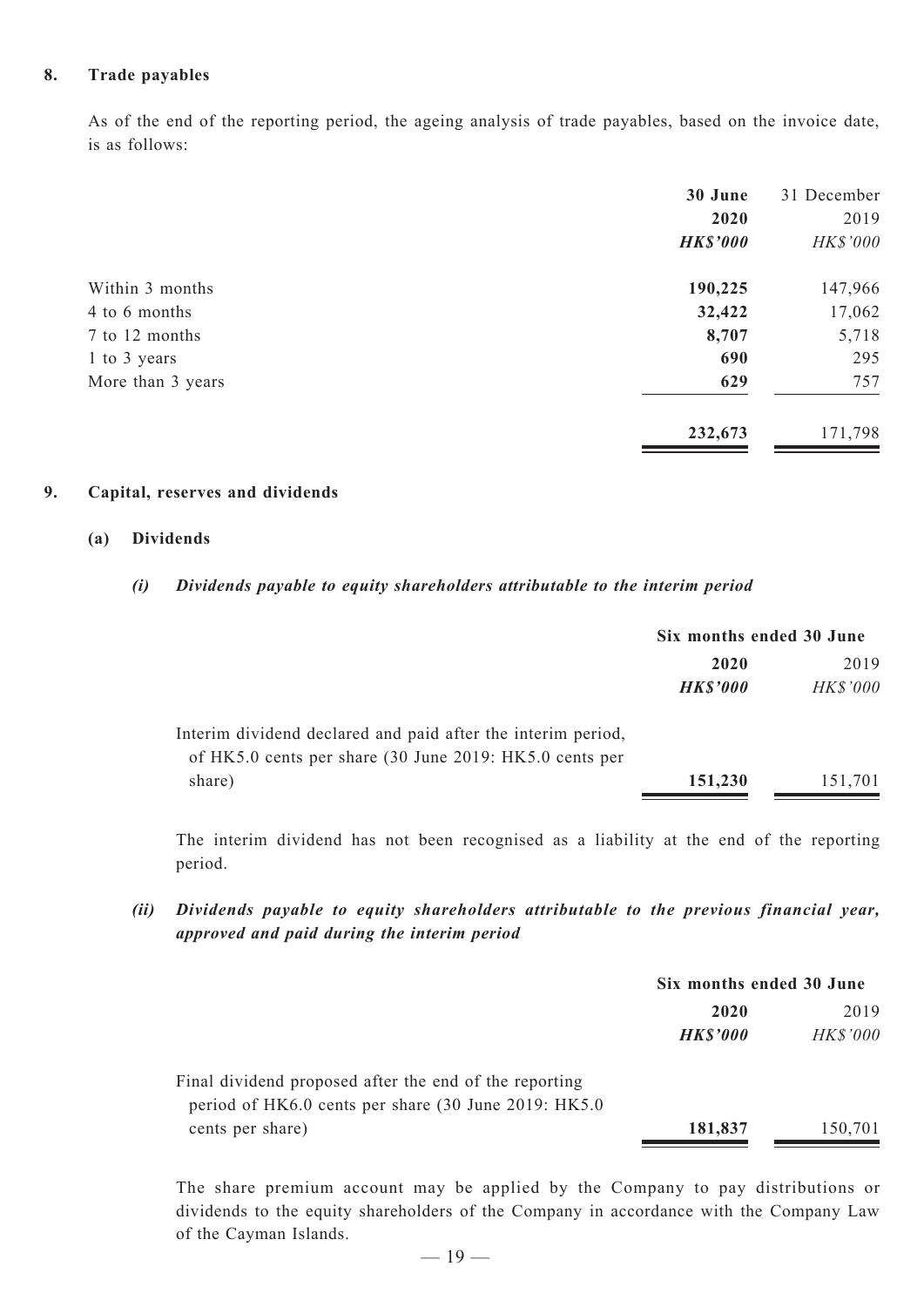## 8. Trade payables

As of the end of the reporting period, the ageing analysis of trade payables, based on the invoice date, is as follows:

| | **30 June 2020** | 31 December 2019 |
|---|---|---|
| | ***HK$'000*** | *HK$'000* |
| Within 3 months | **190,225** | 147,966 |
| 4 to 6 months | **32,422** | 17,062 |
| 7 to 12 months | **8,707** | 5,718 |
| 1 to 3 years | **690** | 295 |
| More than 3 years | **629** | 757 |
| | **232,673** | 171,798 |

## 9. Capital, reserves and dividends

### (a) Dividends

#### *(i) Dividends payable to equity shareholders attributable to the interim period*

| | **Six months ended 30 June** | |
|---|---|---|
| | **2020** | 2019 |
| | ***HK$'000*** | *HK$'000* |
| Interim dividend declared and paid after the interim period, of HK5.0 cents per share (30 June 2019: HK5.0 cents per share) | **151,230** | 151,701 |

The interim dividend has not been recognised as a liability at the end of the reporting period.

#### *(ii) Dividends payable to equity shareholders attributable to the previous financial year, approved and paid during the interim period*

| | **Six months ended 30 June** | |
|---|---|---|
| | **2020** | 2019 |
| | ***HK$'000*** | *HK$'000* |
| Final dividend proposed after the end of the reporting period of HK6.0 cents per share (30 June 2019: HK5.0 cents per share) | **181,837** | 150,701 |

The share premium account may be applied by the Company to pay distributions or dividends to the equity shareholders of the Company in accordance with the Company Law of the Cayman Islands.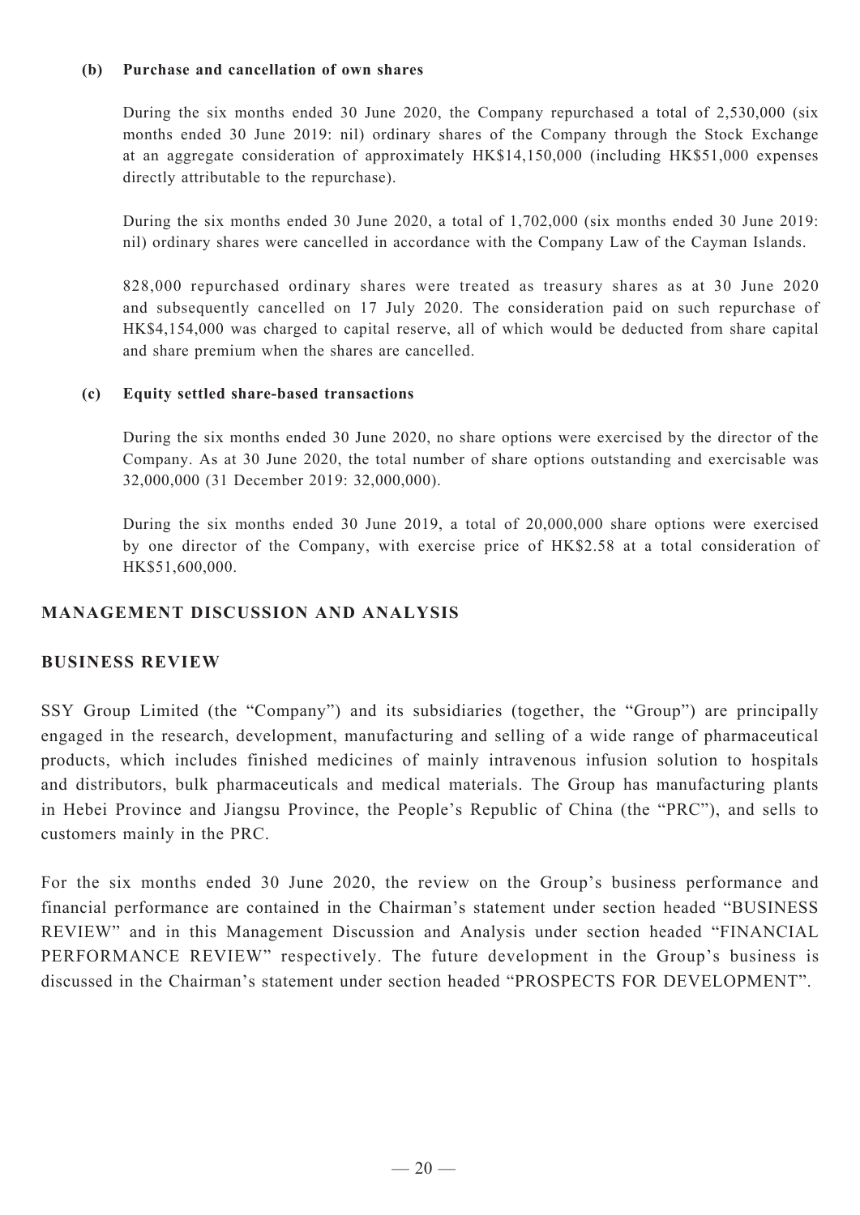**(b) Purchase and cancellation of own shares**

During the six months ended 30 June 2020, the Company repurchased a total of 2,530,000 (six months ended 30 June 2019: nil) ordinary shares of the Company through the Stock Exchange at an aggregate consideration of approximately HK$14,150,000 (including HK$51,000 expenses directly attributable to the repurchase).

During the six months ended 30 June 2020, a total of 1,702,000 (six months ended 30 June 2019: nil) ordinary shares were cancelled in accordance with the Company Law of the Cayman Islands.

828,000 repurchased ordinary shares were treated as treasury shares as at 30 June 2020 and subsequently cancelled on 17 July 2020. The consideration paid on such repurchase of HK$4,154,000 was charged to capital reserve, all of which would be deducted from share capital and share premium when the shares are cancelled.

**(c) Equity settled share-based transactions**

During the six months ended 30 June 2020, no share options were exercised by the director of the Company. As at 30 June 2020, the total number of share options outstanding and exercisable was 32,000,000 (31 December 2019: 32,000,000).

During the six months ended 30 June 2019, a total of 20,000,000 share options were exercised by one director of the Company, with exercise price of HK$2.58 at a total consideration of HK$51,600,000.

## MANAGEMENT DISCUSSION AND ANALYSIS

## BUSINESS REVIEW

SSY Group Limited (the "Company") and its subsidiaries (together, the "Group") are principally engaged in the research, development, manufacturing and selling of a wide range of pharmaceutical products, which includes finished medicines of mainly intravenous infusion solution to hospitals and distributors, bulk pharmaceuticals and medical materials. The Group has manufacturing plants in Hebei Province and Jiangsu Province, the People's Republic of China (the "PRC"), and sells to customers mainly in the PRC.

For the six months ended 30 June 2020, the review on the Group's business performance and financial performance are contained in the Chairman's statement under section headed "BUSINESS REVIEW" and in this Management Discussion and Analysis under section headed "FINANCIAL PERFORMANCE REVIEW" respectively. The future development in the Group's business is discussed in the Chairman's statement under section headed "PROSPECTS FOR DEVELOPMENT".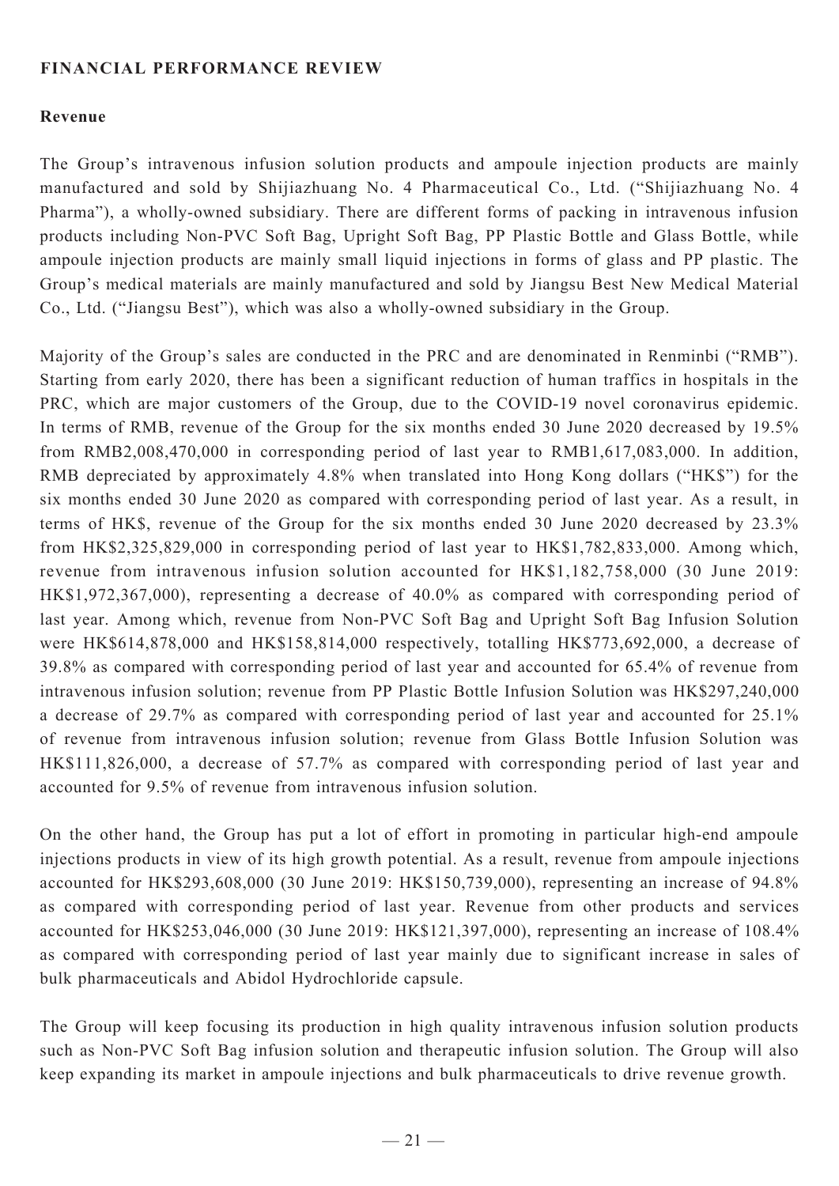## FINANCIAL PERFORMANCE REVIEW

### Revenue

The Group's intravenous infusion solution products and ampoule injection products are mainly manufactured and sold by Shijiazhuang No. 4 Pharmaceutical Co., Ltd. ("Shijiazhuang No. 4 Pharma"), a wholly-owned subsidiary. There are different forms of packing in intravenous infusion products including Non-PVC Soft Bag, Upright Soft Bag, PP Plastic Bottle and Glass Bottle, while ampoule injection products are mainly small liquid injections in forms of glass and PP plastic. The Group's medical materials are mainly manufactured and sold by Jiangsu Best New Medical Material Co., Ltd. ("Jiangsu Best"), which was also a wholly-owned subsidiary in the Group.

Majority of the Group's sales are conducted in the PRC and are denominated in Renminbi ("RMB"). Starting from early 2020, there has been a significant reduction of human traffics in hospitals in the PRC, which are major customers of the Group, due to the COVID-19 novel coronavirus epidemic. In terms of RMB, revenue of the Group for the six months ended 30 June 2020 decreased by 19.5% from RMB2,008,470,000 in corresponding period of last year to RMB1,617,083,000. In addition, RMB depreciated by approximately 4.8% when translated into Hong Kong dollars ("HK$") for the six months ended 30 June 2020 as compared with corresponding period of last year. As a result, in terms of HK$, revenue of the Group for the six months ended 30 June 2020 decreased by 23.3% from HK$2,325,829,000 in corresponding period of last year to HK$1,782,833,000. Among which, revenue from intravenous infusion solution accounted for HK$1,182,758,000 (30 June 2019: HK$1,972,367,000), representing a decrease of 40.0% as compared with corresponding period of last year. Among which, revenue from Non-PVC Soft Bag and Upright Soft Bag Infusion Solution were HK$614,878,000 and HK$158,814,000 respectively, totalling HK$773,692,000, a decrease of 39.8% as compared with corresponding period of last year and accounted for 65.4% of revenue from intravenous infusion solution; revenue from PP Plastic Bottle Infusion Solution was HK$297,240,000 a decrease of 29.7% as compared with corresponding period of last year and accounted for 25.1% of revenue from intravenous infusion solution; revenue from Glass Bottle Infusion Solution was HK$111,826,000, a decrease of 57.7% as compared with corresponding period of last year and accounted for 9.5% of revenue from intravenous infusion solution.

On the other hand, the Group has put a lot of effort in promoting in particular high-end ampoule injections products in view of its high growth potential. As a result, revenue from ampoule injections accounted for HK$293,608,000 (30 June 2019: HK$150,739,000), representing an increase of 94.8% as compared with corresponding period of last year. Revenue from other products and services accounted for HK$253,046,000 (30 June 2019: HK$121,397,000), representing an increase of 108.4% as compared with corresponding period of last year mainly due to significant increase in sales of bulk pharmaceuticals and Abidol Hydrochloride capsule.

The Group will keep focusing its production in high quality intravenous infusion solution products such as Non-PVC Soft Bag infusion solution and therapeutic infusion solution. The Group will also keep expanding its market in ampoule injections and bulk pharmaceuticals to drive revenue growth.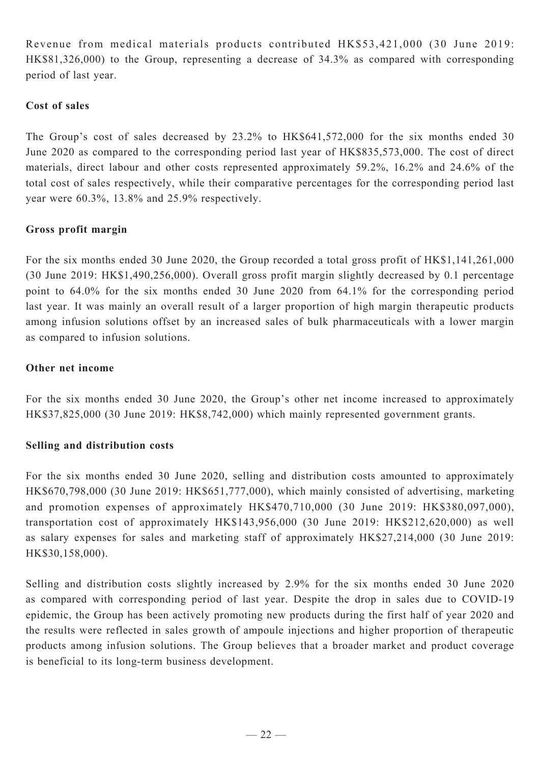Revenue from medical materials products contributed HK$53,421,000 (30 June 2019: HK$81,326,000) to the Group, representing a decrease of 34.3% as compared with corresponding period of last year.

**Cost of sales**

The Group's cost of sales decreased by 23.2% to HK$641,572,000 for the six months ended 30 June 2020 as compared to the corresponding period last year of HK$835,573,000. The cost of direct materials, direct labour and other costs represented approximately 59.2%, 16.2% and 24.6% of the total cost of sales respectively, while their comparative percentages for the corresponding period last year were 60.3%, 13.8% and 25.9% respectively.

**Gross profit margin**

For the six months ended 30 June 2020, the Group recorded a total gross profit of HK$1,141,261,000 (30 June 2019: HK$1,490,256,000). Overall gross profit margin slightly decreased by 0.1 percentage point to 64.0% for the six months ended 30 June 2020 from 64.1% for the corresponding period last year. It was mainly an overall result of a larger proportion of high margin therapeutic products among infusion solutions offset by an increased sales of bulk pharmaceuticals with a lower margin as compared to infusion solutions.

**Other net income**

For the six months ended 30 June 2020, the Group's other net income increased to approximately HK$37,825,000 (30 June 2019: HK$8,742,000) which mainly represented government grants.

**Selling and distribution costs**

For the six months ended 30 June 2020, selling and distribution costs amounted to approximately HK$670,798,000 (30 June 2019: HK$651,777,000), which mainly consisted of advertising, marketing and promotion expenses of approximately HK$470,710,000 (30 June 2019: HK$380,097,000), transportation cost of approximately HK$143,956,000 (30 June 2019: HK$212,620,000) as well as salary expenses for sales and marketing staff of approximately HK$27,214,000 (30 June 2019: HK$30,158,000).

Selling and distribution costs slightly increased by 2.9% for the six months ended 30 June 2020 as compared with corresponding period of last year. Despite the drop in sales due to COVID-19 epidemic, the Group has been actively promoting new products during the first half of year 2020 and the results were reflected in sales growth of ampoule injections and higher proportion of therapeutic products among infusion solutions. The Group believes that a broader market and product coverage is beneficial to its long-term business development.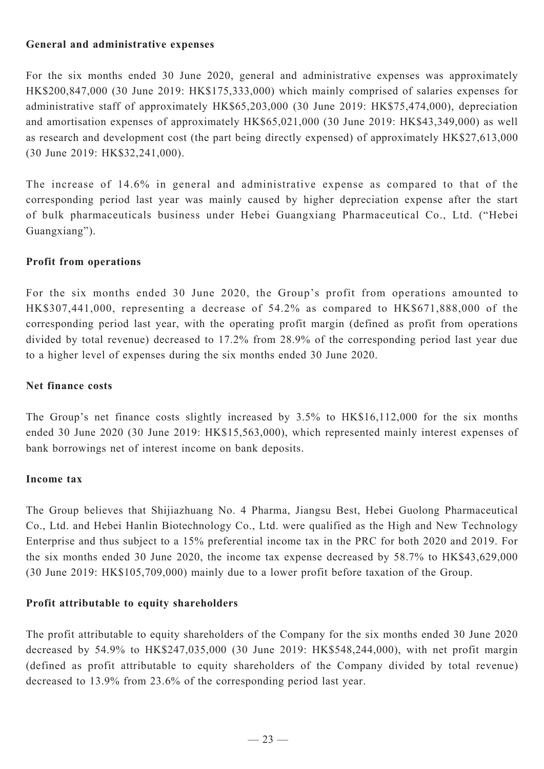**General and administrative expenses**

For the six months ended 30 June 2020, general and administrative expenses was approximately HK$200,847,000 (30 June 2019: HK$175,333,000) which mainly comprised of salaries expenses for administrative staff of approximately HK$65,203,000 (30 June 2019: HK$75,474,000), depreciation and amortisation expenses of approximately HK$65,021,000 (30 June 2019: HK$43,349,000) as well as research and development cost (the part being directly expensed) of approximately HK$27,613,000 (30 June 2019: HK$32,241,000).

The increase of 14.6% in general and administrative expense as compared to that of the corresponding period last year was mainly caused by higher depreciation expense after the start of bulk pharmaceuticals business under Hebei Guangxiang Pharmaceutical Co., Ltd. ("Hebei Guangxiang").

**Profit from operations**

For the six months ended 30 June 2020, the Group's profit from operations amounted to HK$307,441,000, representing a decrease of 54.2% as compared to HK$671,888,000 of the corresponding period last year, with the operating profit margin (defined as profit from operations divided by total revenue) decreased to 17.2% from 28.9% of the corresponding period last year due to a higher level of expenses during the six months ended 30 June 2020.

**Net finance costs**

The Group's net finance costs slightly increased by 3.5% to HK$16,112,000 for the six months ended 30 June 2020 (30 June 2019: HK$15,563,000), which represented mainly interest expenses of bank borrowings net of interest income on bank deposits.

**Income tax**

The Group believes that Shijiazhuang No. 4 Pharma, Jiangsu Best, Hebei Guolong Pharmaceutical Co., Ltd. and Hebei Hanlin Biotechnology Co., Ltd. were qualified as the High and New Technology Enterprise and thus subject to a 15% preferential income tax in the PRC for both 2020 and 2019. For the six months ended 30 June 2020, the income tax expense decreased by 58.7% to HK$43,629,000 (30 June 2019: HK$105,709,000) mainly due to a lower profit before taxation of the Group.

**Profit attributable to equity shareholders**

The profit attributable to equity shareholders of the Company for the six months ended 30 June 2020 decreased by 54.9% to HK$247,035,000 (30 June 2019: HK$548,244,000), with net profit margin (defined as profit attributable to equity shareholders of the Company divided by total revenue) decreased to 13.9% from 23.6% of the corresponding period last year.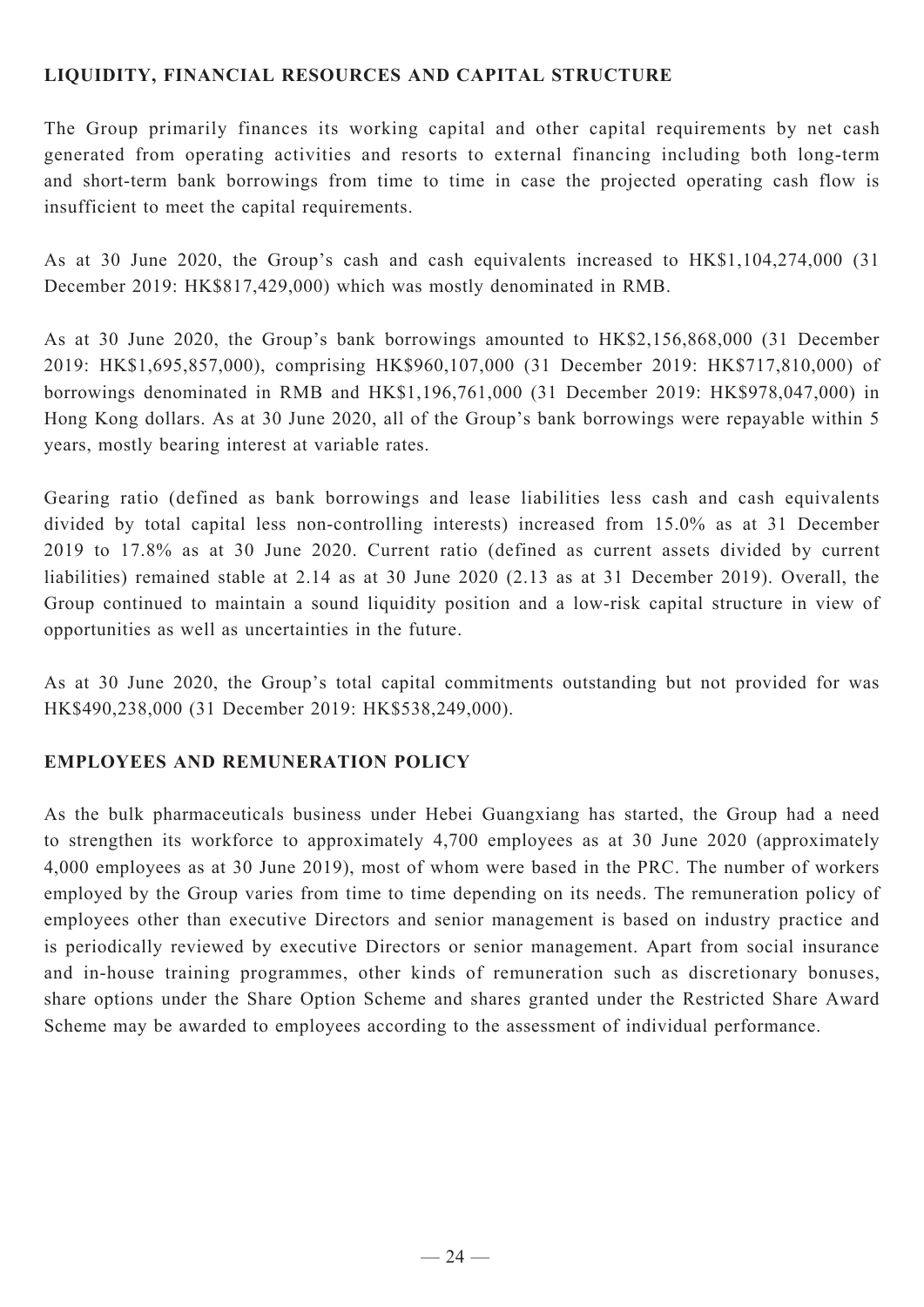## LIQUIDITY, FINANCIAL RESOURCES AND CAPITAL STRUCTURE

The Group primarily finances its working capital and other capital requirements by net cash generated from operating activities and resorts to external financing including both long-term and short-term bank borrowings from time to time in case the projected operating cash flow is insufficient to meet the capital requirements.

As at 30 June 2020, the Group's cash and cash equivalents increased to HK$1,104,274,000 (31 December 2019: HK$817,429,000) which was mostly denominated in RMB.

As at 30 June 2020, the Group's bank borrowings amounted to HK$2,156,868,000 (31 December 2019: HK$1,695,857,000), comprising HK$960,107,000 (31 December 2019: HK$717,810,000) of borrowings denominated in RMB and HK$1,196,761,000 (31 December 2019: HK$978,047,000) in Hong Kong dollars. As at 30 June 2020, all of the Group's bank borrowings were repayable within 5 years, mostly bearing interest at variable rates.

Gearing ratio (defined as bank borrowings and lease liabilities less cash and cash equivalents divided by total capital less non-controlling interests) increased from 15.0% as at 31 December 2019 to 17.8% as at 30 June 2020. Current ratio (defined as current assets divided by current liabilities) remained stable at 2.14 as at 30 June 2020 (2.13 as at 31 December 2019). Overall, the Group continued to maintain a sound liquidity position and a low-risk capital structure in view of opportunities as well as uncertainties in the future.

As at 30 June 2020, the Group's total capital commitments outstanding but not provided for was HK$490,238,000 (31 December 2019: HK$538,249,000).

## EMPLOYEES AND REMUNERATION POLICY

As the bulk pharmaceuticals business under Hebei Guangxiang has started, the Group had a need to strengthen its workforce to approximately 4,700 employees as at 30 June 2020 (approximately 4,000 employees as at 30 June 2019), most of whom were based in the PRC. The number of workers employed by the Group varies from time to time depending on its needs. The remuneration policy of employees other than executive Directors and senior management is based on industry practice and is periodically reviewed by executive Directors or senior management. Apart from social insurance and in-house training programmes, other kinds of remuneration such as discretionary bonuses, share options under the Share Option Scheme and shares granted under the Restricted Share Award Scheme may be awarded to employees according to the assessment of individual performance.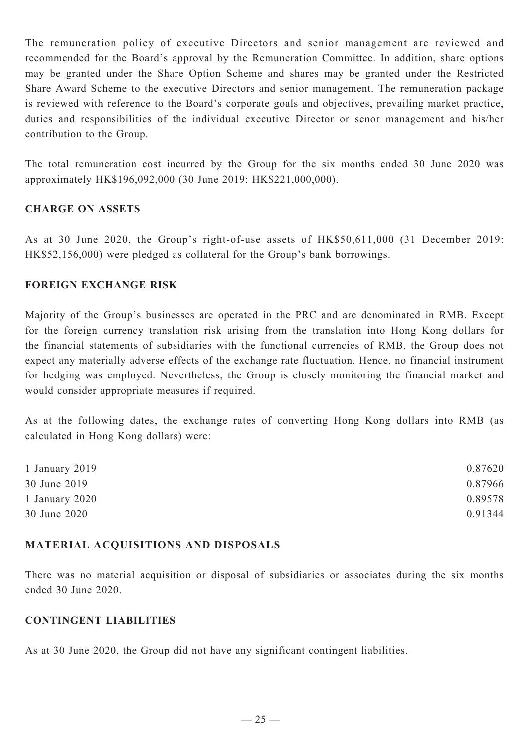The remuneration policy of executive Directors and senior management are reviewed and recommended for the Board's approval by the Remuneration Committee. In addition, share options may be granted under the Share Option Scheme and shares may be granted under the Restricted Share Award Scheme to the executive Directors and senior management. The remuneration package is reviewed with reference to the Board's corporate goals and objectives, prevailing market practice, duties and responsibilities of the individual executive Director or senor management and his/her contribution to the Group.

The total remuneration cost incurred by the Group for the six months ended 30 June 2020 was approximately HK$196,092,000 (30 June 2019: HK$221,000,000).

## CHARGE ON ASSETS

As at 30 June 2020, the Group's right-of-use assets of HK$50,611,000 (31 December 2019: HK$52,156,000) were pledged as collateral for the Group's bank borrowings.

## FOREIGN EXCHANGE RISK

Majority of the Group's businesses are operated in the PRC and are denominated in RMB. Except for the foreign currency translation risk arising from the translation into Hong Kong dollars for the financial statements of subsidiaries with the functional currencies of RMB, the Group does not expect any materially adverse effects of the exchange rate fluctuation. Hence, no financial instrument for hedging was employed. Nevertheless, the Group is closely monitoring the financial market and would consider appropriate measures if required.

As at the following dates, the exchange rates of converting Hong Kong dollars into RMB (as calculated in Hong Kong dollars) were:

| | |
|---|---|
| 1 January 2019 | 0.87620 |
| 30 June 2019 | 0.87966 |
| 1 January 2020 | 0.89578 |
| 30 June 2020 | 0.91344 |

## MATERIAL ACQUISITIONS AND DISPOSALS

There was no material acquisition or disposal of subsidiaries or associates during the six months ended 30 June 2020.

## CONTINGENT LIABILITIES

As at 30 June 2020, the Group did not have any significant contingent liabilities.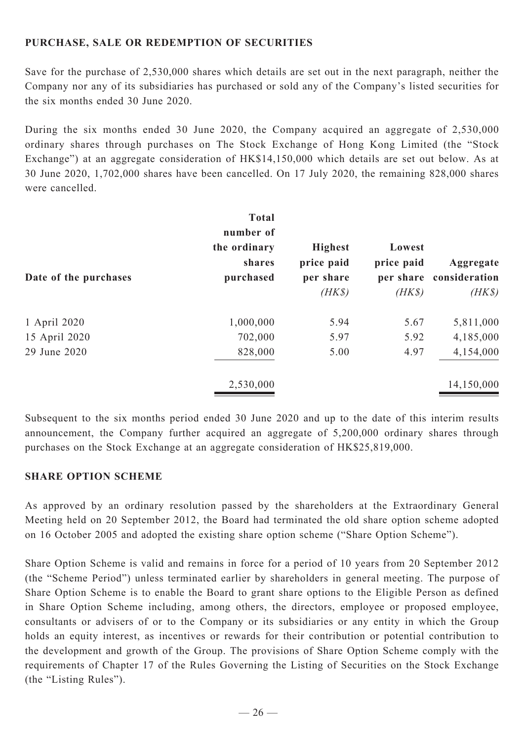## PURCHASE, SALE OR REDEMPTION OF SECURITIES

Save for the purchase of 2,530,000 shares which details are set out in the next paragraph, neither the Company nor any of its subsidiaries has purchased or sold any of the Company's listed securities for the six months ended 30 June 2020.

During the six months ended 30 June 2020, the Company acquired an aggregate of 2,530,000 ordinary shares through purchases on The Stock Exchange of Hong Kong Limited (the "Stock Exchange") at an aggregate consideration of HK$14,150,000 which details are set out below. As at 30 June 2020, 1,702,000 shares have been cancelled. On 17 July 2020, the remaining 828,000 shares were cancelled.

| Date of the purchases | Total number of the ordinary shares purchased | Highest price paid per share *(HK$)* | Lowest price paid per share *(HK$)* | Aggregate consideration *(HK$)* |
|---|---|---|---|---|
| 1 April 2020 | 1,000,000 | 5.94 | 5.67 | 5,811,000 |
| 15 April 2020 | 702,000 | 5.97 | 5.92 | 4,185,000 |
| 29 June 2020 | 828,000 | 5.00 | 4.97 | 4,154,000 |
| | 2,530,000 | | | 14,150,000 |

Subsequent to the six months period ended 30 June 2020 and up to the date of this interim results announcement, the Company further acquired an aggregate of 5,200,000 ordinary shares through purchases on the Stock Exchange at an aggregate consideration of HK$25,819,000.

## SHARE OPTION SCHEME

As approved by an ordinary resolution passed by the shareholders at the Extraordinary General Meeting held on 20 September 2012, the Board had terminated the old share option scheme adopted on 16 October 2005 and adopted the existing share option scheme ("Share Option Scheme").

Share Option Scheme is valid and remains in force for a period of 10 years from 20 September 2012 (the "Scheme Period") unless terminated earlier by shareholders in general meeting. The purpose of Share Option Scheme is to enable the Board to grant share options to the Eligible Person as defined in Share Option Scheme including, among others, the directors, employee or proposed employee, consultants or advisers of or to the Company or its subsidiaries or any entity in which the Group holds an equity interest, as incentives or rewards for their contribution or potential contribution to the development and growth of the Group. The provisions of Share Option Scheme comply with the requirements of Chapter 17 of the Rules Governing the Listing of Securities on the Stock Exchange (the "Listing Rules").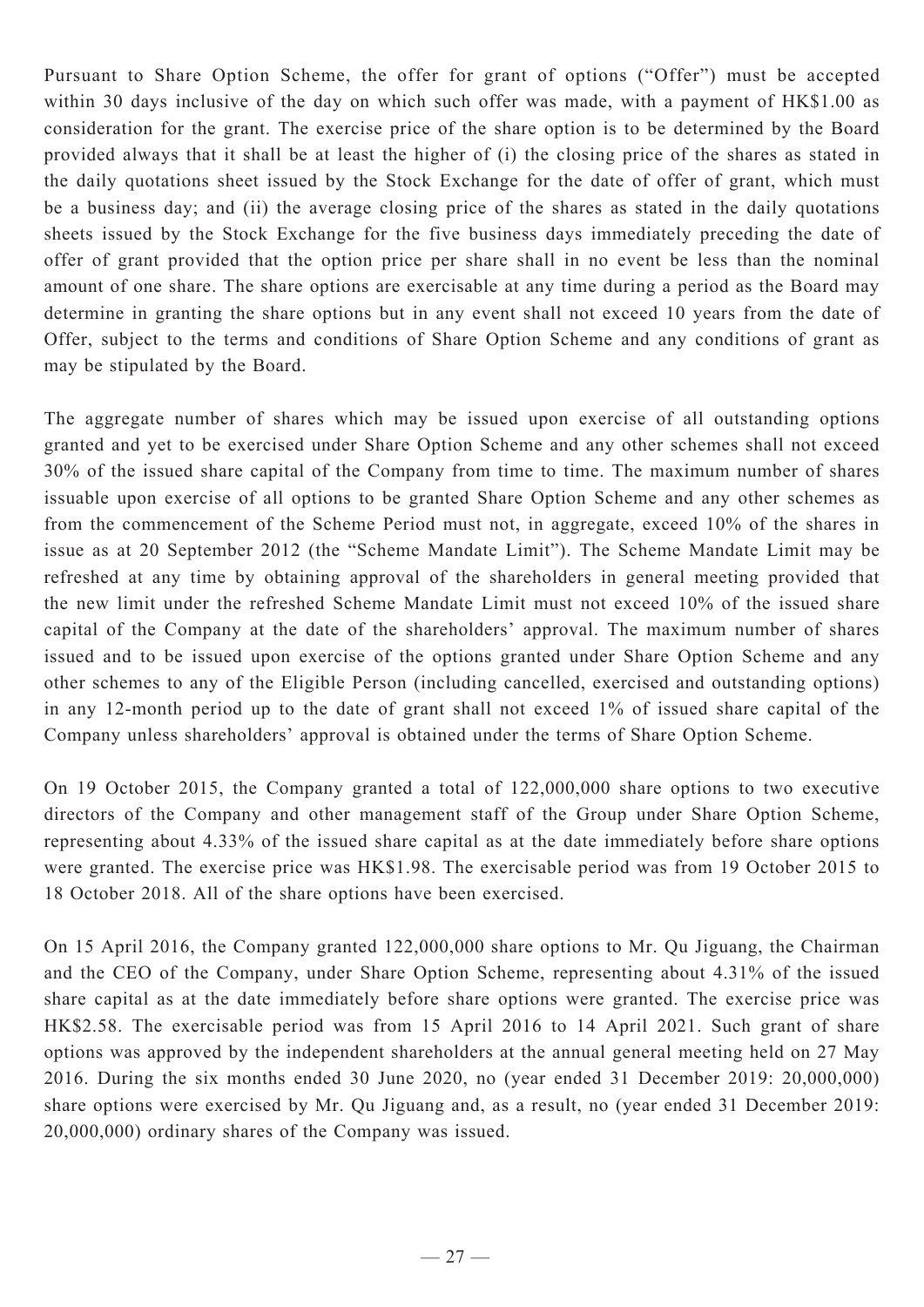Pursuant to Share Option Scheme, the offer for grant of options ("Offer") must be accepted within 30 days inclusive of the day on which such offer was made, with a payment of HK$1.00 as consideration for the grant. The exercise price of the share option is to be determined by the Board provided always that it shall be at least the higher of (i) the closing price of the shares as stated in the daily quotations sheet issued by the Stock Exchange for the date of offer of grant, which must be a business day; and (ii) the average closing price of the shares as stated in the daily quotations sheets issued by the Stock Exchange for the five business days immediately preceding the date of offer of grant provided that the option price per share shall in no event be less than the nominal amount of one share. The share options are exercisable at any time during a period as the Board may determine in granting the share options but in any event shall not exceed 10 years from the date of Offer, subject to the terms and conditions of Share Option Scheme and any conditions of grant as may be stipulated by the Board.

The aggregate number of shares which may be issued upon exercise of all outstanding options granted and yet to be exercised under Share Option Scheme and any other schemes shall not exceed 30% of the issued share capital of the Company from time to time. The maximum number of shares issuable upon exercise of all options to be granted Share Option Scheme and any other schemes as from the commencement of the Scheme Period must not, in aggregate, exceed 10% of the shares in issue as at 20 September 2012 (the "Scheme Mandate Limit"). The Scheme Mandate Limit may be refreshed at any time by obtaining approval of the shareholders in general meeting provided that the new limit under the refreshed Scheme Mandate Limit must not exceed 10% of the issued share capital of the Company at the date of the shareholders' approval. The maximum number of shares issued and to be issued upon exercise of the options granted under Share Option Scheme and any other schemes to any of the Eligible Person (including cancelled, exercised and outstanding options) in any 12-month period up to the date of grant shall not exceed 1% of issued share capital of the Company unless shareholders' approval is obtained under the terms of Share Option Scheme.

On 19 October 2015, the Company granted a total of 122,000,000 share options to two executive directors of the Company and other management staff of the Group under Share Option Scheme, representing about 4.33% of the issued share capital as at the date immediately before share options were granted. The exercise price was HK$1.98. The exercisable period was from 19 October 2015 to 18 October 2018. All of the share options have been exercised.

On 15 April 2016, the Company granted 122,000,000 share options to Mr. Qu Jiguang, the Chairman and the CEO of the Company, under Share Option Scheme, representing about 4.31% of the issued share capital as at the date immediately before share options were granted. The exercise price was HK$2.58. The exercisable period was from 15 April 2016 to 14 April 2021. Such grant of share options was approved by the independent shareholders at the annual general meeting held on 27 May 2016. During the six months ended 30 June 2020, no (year ended 31 December 2019: 20,000,000) share options were exercised by Mr. Qu Jiguang and, as a result, no (year ended 31 December 2019: 20,000,000) ordinary shares of the Company was issued.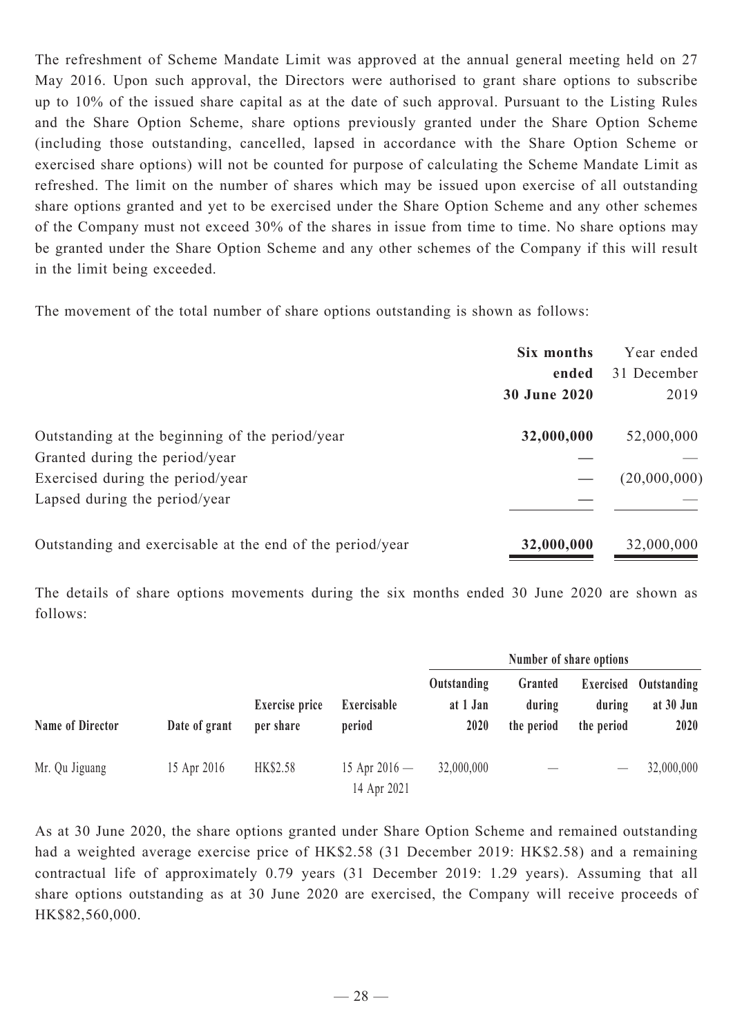The refreshment of Scheme Mandate Limit was approved at the annual general meeting held on 27 May 2016. Upon such approval, the Directors were authorised to grant share options to subscribe up to 10% of the issued share capital as at the date of such approval. Pursuant to the Listing Rules and the Share Option Scheme, share options previously granted under the Share Option Scheme (including those outstanding, cancelled, lapsed in accordance with the Share Option Scheme or exercised share options) will not be counted for purpose of calculating the Scheme Mandate Limit as refreshed. The limit on the number of shares which may be issued upon exercise of all outstanding share options granted and yet to be exercised under the Share Option Scheme and any other schemes of the Company must not exceed 30% of the shares in issue from time to time. No share options may be granted under the Share Option Scheme and any other schemes of the Company if this will result in the limit being exceeded.

The movement of the total number of share options outstanding is shown as follows:

| | **Six months ended 30 June 2020** | Year ended 31 December 2019 |
|---|---|---|
| Outstanding at the beginning of the period/year | **32,000,000** | 52,000,000 |
| Granted during the period/year | **—** | — |
| Exercised during the period/year | **—** | (20,000,000) |
| Lapsed during the period/year | **—** | — |
| Outstanding and exercisable at the end of the period/year | **32,000,000** | 32,000,000 |

The details of share options movements during the six months ended 30 June 2020 are shown as follows:

| | | | | Number of share options | | | |
|---|---|---|---|---|---|---|---|
| **Name of Director** | **Date of grant** | **Exercise price per share** | **Exercisable period** | **Outstanding at 1 Jan 2020** | **Granted during the period** | **Exercised during the period** | **Outstanding at 30 Jun 2020** |
| Mr. Qu Jiguang | 15 Apr 2016 | HK$2.58 | 15 Apr 2016 — 14 Apr 2021 | 32,000,000 | — | — | 32,000,000 |

As at 30 June 2020, the share options granted under Share Option Scheme and remained outstanding had a weighted average exercise price of HK$2.58 (31 December 2019: HK$2.58) and a remaining contractual life of approximately 0.79 years (31 December 2019: 1.29 years). Assuming that all share options outstanding as at 30 June 2020 are exercised, the Company will receive proceeds of HK$82,560,000.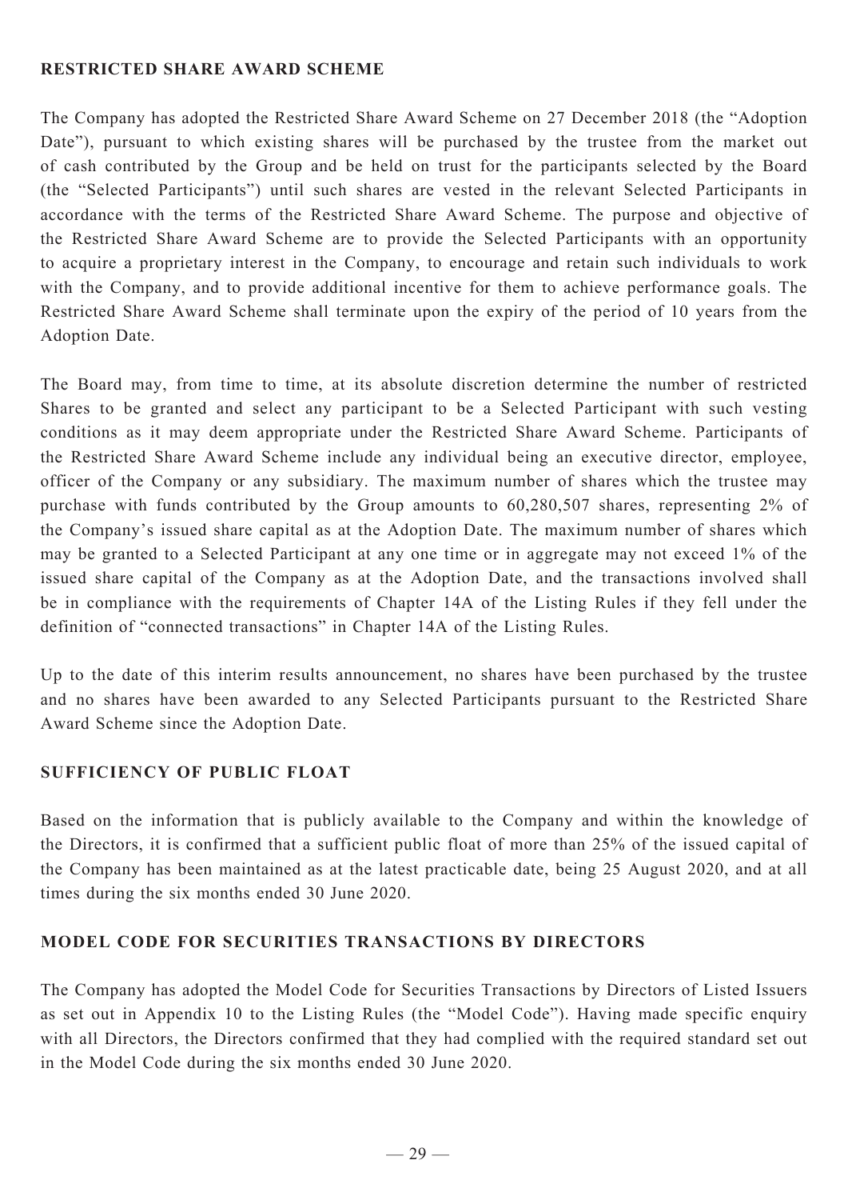## RESTRICTED SHARE AWARD SCHEME

The Company has adopted the Restricted Share Award Scheme on 27 December 2018 (the "Adoption Date"), pursuant to which existing shares will be purchased by the trustee from the market out of cash contributed by the Group and be held on trust for the participants selected by the Board (the "Selected Participants") until such shares are vested in the relevant Selected Participants in accordance with the terms of the Restricted Share Award Scheme. The purpose and objective of the Restricted Share Award Scheme are to provide the Selected Participants with an opportunity to acquire a proprietary interest in the Company, to encourage and retain such individuals to work with the Company, and to provide additional incentive for them to achieve performance goals. The Restricted Share Award Scheme shall terminate upon the expiry of the period of 10 years from the Adoption Date.

The Board may, from time to time, at its absolute discretion determine the number of restricted Shares to be granted and select any participant to be a Selected Participant with such vesting conditions as it may deem appropriate under the Restricted Share Award Scheme. Participants of the Restricted Share Award Scheme include any individual being an executive director, employee, officer of the Company or any subsidiary. The maximum number of shares which the trustee may purchase with funds contributed by the Group amounts to 60,280,507 shares, representing 2% of the Company's issued share capital as at the Adoption Date. The maximum number of shares which may be granted to a Selected Participant at any one time or in aggregate may not exceed 1% of the issued share capital of the Company as at the Adoption Date, and the transactions involved shall be in compliance with the requirements of Chapter 14A of the Listing Rules if they fell under the definition of "connected transactions" in Chapter 14A of the Listing Rules.

Up to the date of this interim results announcement, no shares have been purchased by the trustee and no shares have been awarded to any Selected Participants pursuant to the Restricted Share Award Scheme since the Adoption Date.

## SUFFICIENCY OF PUBLIC FLOAT

Based on the information that is publicly available to the Company and within the knowledge of the Directors, it is confirmed that a sufficient public float of more than 25% of the issued capital of the Company has been maintained as at the latest practicable date, being 25 August 2020, and at all times during the six months ended 30 June 2020.

## MODEL CODE FOR SECURITIES TRANSACTIONS BY DIRECTORS

The Company has adopted the Model Code for Securities Transactions by Directors of Listed Issuers as set out in Appendix 10 to the Listing Rules (the "Model Code"). Having made specific enquiry with all Directors, the Directors confirmed that they had complied with the required standard set out in the Model Code during the six months ended 30 June 2020.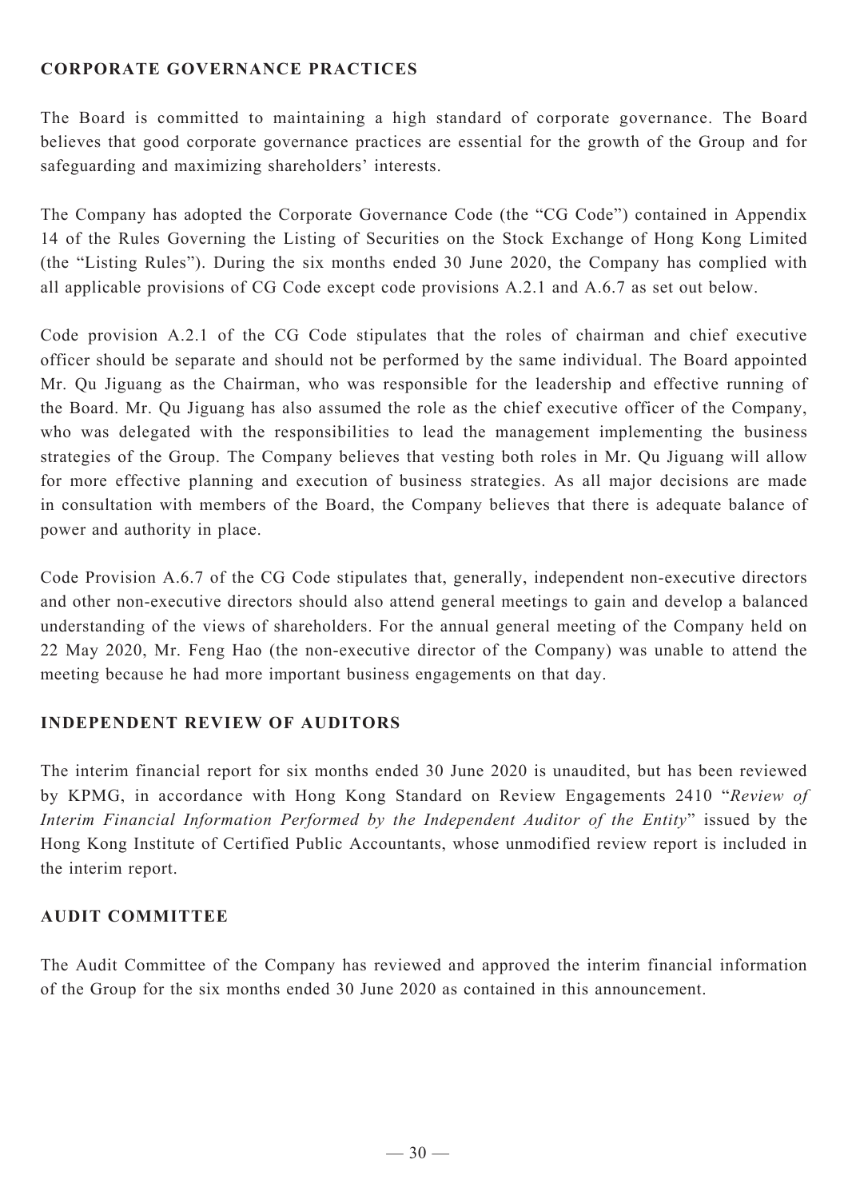## CORPORATE GOVERNANCE PRACTICES

The Board is committed to maintaining a high standard of corporate governance. The Board believes that good corporate governance practices are essential for the growth of the Group and for safeguarding and maximizing shareholders' interests.

The Company has adopted the Corporate Governance Code (the "CG Code") contained in Appendix 14 of the Rules Governing the Listing of Securities on the Stock Exchange of Hong Kong Limited (the "Listing Rules"). During the six months ended 30 June 2020, the Company has complied with all applicable provisions of CG Code except code provisions A.2.1 and A.6.7 as set out below.

Code provision A.2.1 of the CG Code stipulates that the roles of chairman and chief executive officer should be separate and should not be performed by the same individual. The Board appointed Mr. Qu Jiguang as the Chairman, who was responsible for the leadership and effective running of the Board. Mr. Qu Jiguang has also assumed the role as the chief executive officer of the Company, who was delegated with the responsibilities to lead the management implementing the business strategies of the Group. The Company believes that vesting both roles in Mr. Qu Jiguang will allow for more effective planning and execution of business strategies. As all major decisions are made in consultation with members of the Board, the Company believes that there is adequate balance of power and authority in place.

Code Provision A.6.7 of the CG Code stipulates that, generally, independent non-executive directors and other non-executive directors should also attend general meetings to gain and develop a balanced understanding of the views of shareholders. For the annual general meeting of the Company held on 22 May 2020, Mr. Feng Hao (the non-executive director of the Company) was unable to attend the meeting because he had more important business engagements on that day.

## INDEPENDENT REVIEW OF AUDITORS

The interim financial report for six months ended 30 June 2020 is unaudited, but has been reviewed by KPMG, in accordance with Hong Kong Standard on Review Engagements 2410 "*Review of Interim Financial Information Performed by the Independent Auditor of the Entity*" issued by the Hong Kong Institute of Certified Public Accountants, whose unmodified review report is included in the interim report.

## AUDIT COMMITTEE

The Audit Committee of the Company has reviewed and approved the interim financial information of the Group for the six months ended 30 June 2020 as contained in this announcement.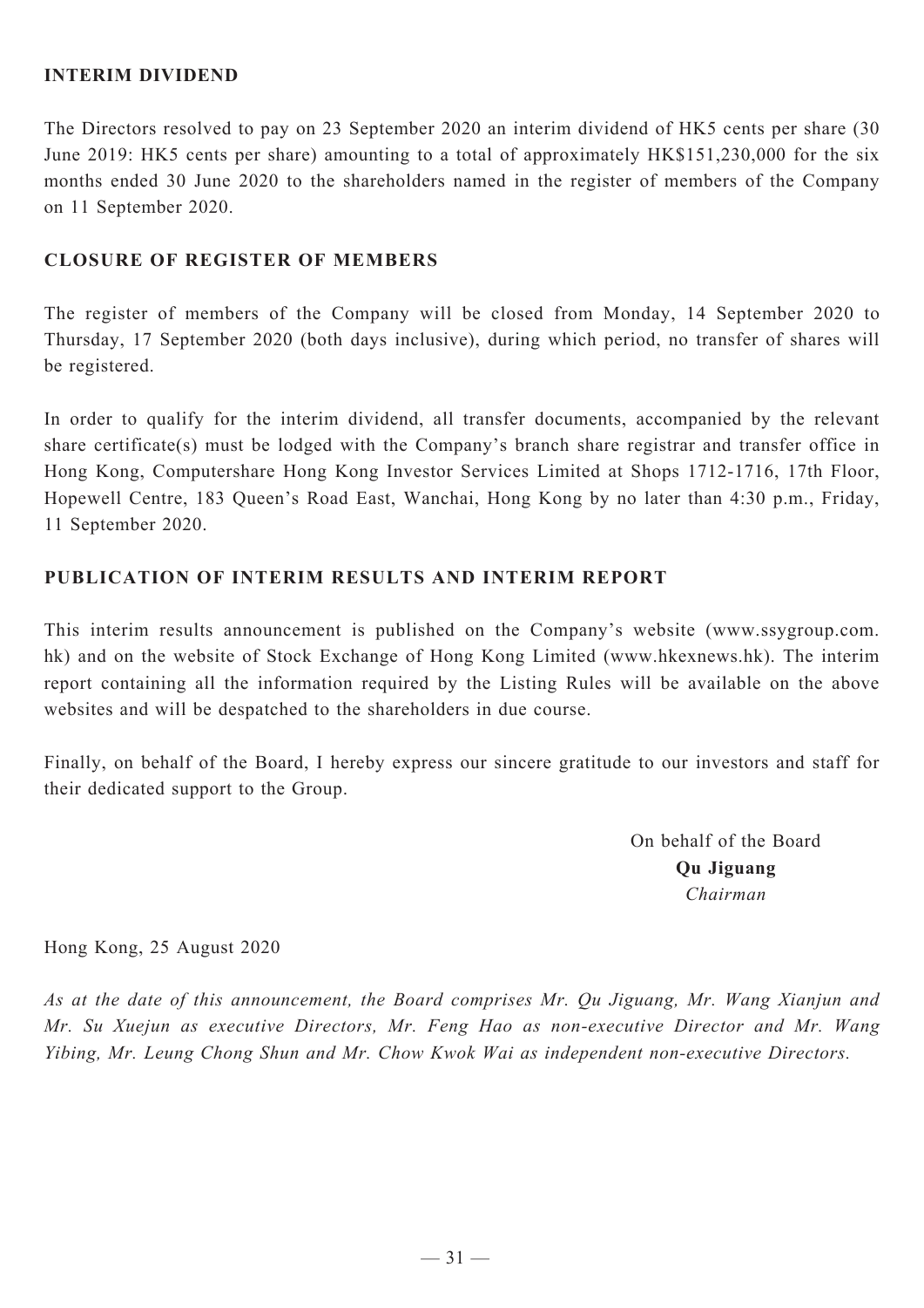## INTERIM DIVIDEND

The Directors resolved to pay on 23 September 2020 an interim dividend of HK5 cents per share (30 June 2019: HK5 cents per share) amounting to a total of approximately HK$151,230,000 for the six months ended 30 June 2020 to the shareholders named in the register of members of the Company on 11 September 2020.

## CLOSURE OF REGISTER OF MEMBERS

The register of members of the Company will be closed from Monday, 14 September 2020 to Thursday, 17 September 2020 (both days inclusive), during which period, no transfer of shares will be registered.

In order to qualify for the interim dividend, all transfer documents, accompanied by the relevant share certificate(s) must be lodged with the Company's branch share registrar and transfer office in Hong Kong, Computershare Hong Kong Investor Services Limited at Shops 1712-1716, 17th Floor, Hopewell Centre, 183 Queen's Road East, Wanchai, Hong Kong by no later than 4:30 p.m., Friday, 11 September 2020.

## PUBLICATION OF INTERIM RESULTS AND INTERIM REPORT

This interim results announcement is published on the Company's website (www.ssygroup.com.hk) and on the website of Stock Exchange of Hong Kong Limited (www.hkexnews.hk). The interim report containing all the information required by the Listing Rules will be available on the above websites and will be despatched to the shareholders in due course.

Finally, on behalf of the Board, I hereby express our sincere gratitude to our investors and staff for their dedicated support to the Group.

On behalf of the Board
**Qu Jiguang**
*Chairman*

Hong Kong, 25 August 2020

*As at the date of this announcement, the Board comprises Mr. Qu Jiguang, Mr. Wang Xianjun and Mr. Su Xuejun as executive Directors, Mr. Feng Hao as non-executive Director and Mr. Wang Yibing, Mr. Leung Chong Shun and Mr. Chow Kwok Wai as independent non-executive Directors.*